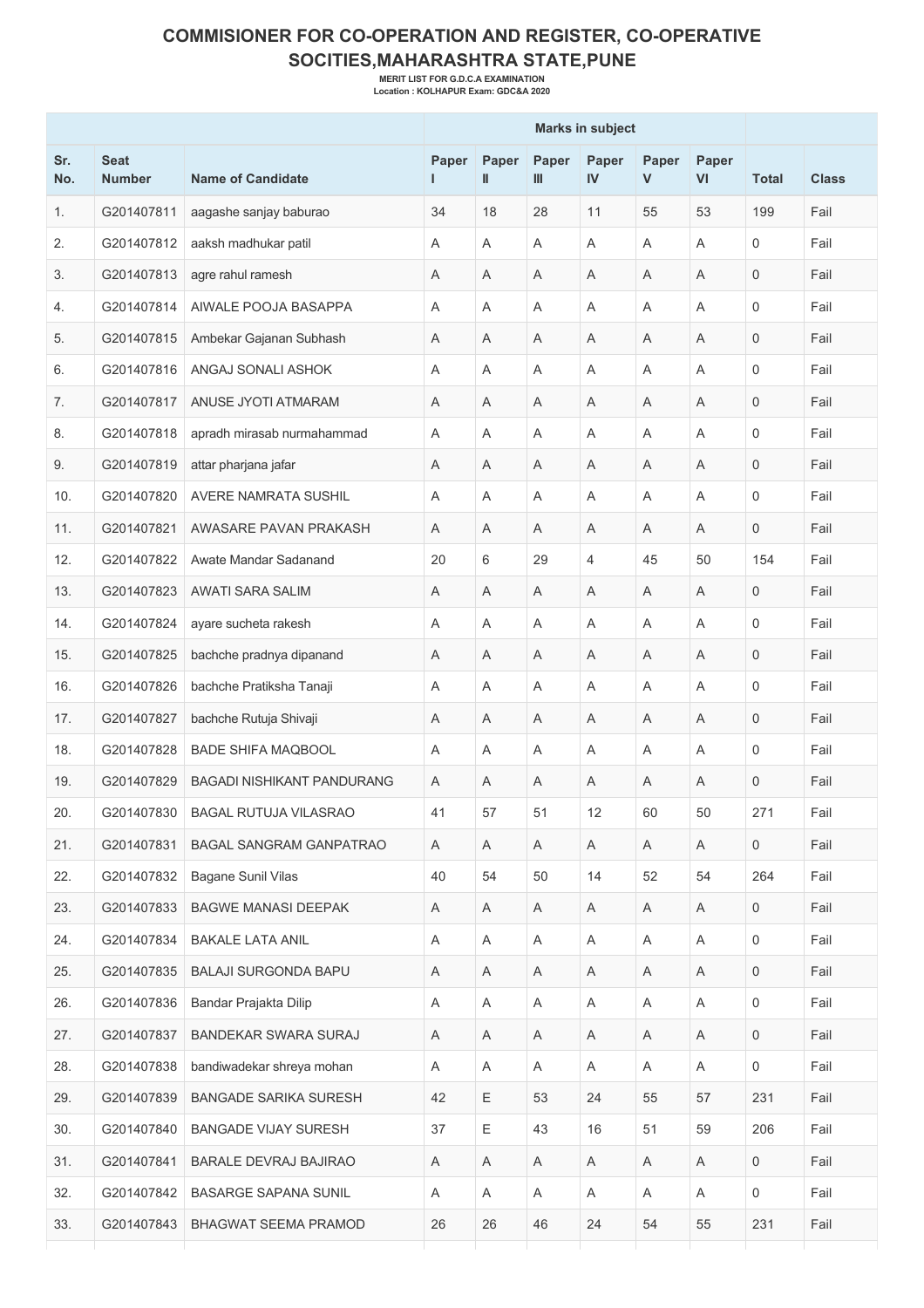# COMMISIONER FOR CO-OPERATION AND REGISTER, CO-OPERATIVE SOCITIES,MAHARASHTRA STATE,PUNE

**MERIT LIST FOR G.D.C.A EXAMINATION**

**Location : KOLHAPUR Exam: GDC&A 2020**

| | | | Marks in subject | | | | | | | |
|---|---|---|---|---|---|---|---|---|---|---|
| Sr. No. | Seat Number | Name of Candidate | Paper I | Paper II | Paper III | Paper IV | Paper V | Paper VI | Total | Class |
| 1. | G201407811 | aagashe sanjay baburao | 34 | 18 | 28 | 11 | 55 | 53 | 199 | Fail |
| 2. | G201407812 | aaksh madhukar patil | A | A | A | A | A | A | 0 | Fail |
| 3. | G201407813 | agre rahul ramesh | A | A | A | A | A | A | 0 | Fail |
| 4. | G201407814 | AIWALE POOJA BASAPPA | A | A | A | A | A | A | 0 | Fail |
| 5. | G201407815 | Ambekar Gajanan Subhash | A | A | A | A | A | A | 0 | Fail |
| 6. | G201407816 | ANGAJ SONALI ASHOK | A | A | A | A | A | A | 0 | Fail |
| 7. | G201407817 | ANUSE JYOTI ATMARAM | A | A | A | A | A | A | 0 | Fail |
| 8. | G201407818 | apradh mirasab nurmahammad | A | A | A | A | A | A | 0 | Fail |
| 9. | G201407819 | attar pharjana jafar | A | A | A | A | A | A | 0 | Fail |
| 10. | G201407820 | AVERE NAMRATA SUSHIL | A | A | A | A | A | A | 0 | Fail |
| 11. | G201407821 | AWASARE PAVAN PRAKASH | A | A | A | A | A | A | 0 | Fail |
| 12. | G201407822 | Awate Mandar Sadanand | 20 | 6 | 29 | 4 | 45 | 50 | 154 | Fail |
| 13. | G201407823 | AWATI SARA SALIM | A | A | A | A | A | A | 0 | Fail |
| 14. | G201407824 | ayare sucheta rakesh | A | A | A | A | A | A | 0 | Fail |
| 15. | G201407825 | bachche pradnya dipanand | A | A | A | A | A | A | 0 | Fail |
| 16. | G201407826 | bachche Pratiksha Tanaji | A | A | A | A | A | A | 0 | Fail |
| 17. | G201407827 | bachche Rutuja Shivaji | A | A | A | A | A | A | 0 | Fail |
| 18. | G201407828 | BADE SHIFA MAQBOOL | A | A | A | A | A | A | 0 | Fail |
| 19. | G201407829 | BAGADI NISHIKANT PANDURANG | A | A | A | A | A | A | 0 | Fail |
| 20. | G201407830 | BAGAL RUTUJA VILASRAO | 41 | 57 | 51 | 12 | 60 | 50 | 271 | Fail |
| 21. | G201407831 | BAGAL SANGRAM GANPATRAO | A | A | A | A | A | A | 0 | Fail |
| 22. | G201407832 | Bagane Sunil Vilas | 40 | 54 | 50 | 14 | 52 | 54 | 264 | Fail |
| 23. | G201407833 | BAGWE MANASI DEEPAK | A | A | A | A | A | A | 0 | Fail |
| 24. | G201407834 | BAKALE LATA ANIL | A | A | A | A | A | A | 0 | Fail |
| 25. | G201407835 | BALAJI SURGONDA BAPU | A | A | A | A | A | A | 0 | Fail |
| 26. | G201407836 | Bandar Prajakta Dilip | A | A | A | A | A | A | 0 | Fail |
| 27. | G201407837 | BANDEKAR SWARA SURAJ | A | A | A | A | A | A | 0 | Fail |
| 28. | G201407838 | bandiwadekar shreya mohan | A | A | A | A | A | A | 0 | Fail |
| 29. | G201407839 | BANGADE SARIKA SURESH | 42 | E | 53 | 24 | 55 | 57 | 231 | Fail |
| 30. | G201407840 | BANGADE VIJAY SURESH | 37 | E | 43 | 16 | 51 | 59 | 206 | Fail |
| 31. | G201407841 | BARALE DEVRAJ BAJIRAO | A | A | A | A | A | A | 0 | Fail |
| 32. | G201407842 | BASARGE SAPANA SUNIL | A | A | A | A | A | A | 0 | Fail |
| 33. | G201407843 | BHAGWAT SEEMA PRAMOD | 26 | 26 | 46 | 24 | 54 | 55 | 231 | Fail |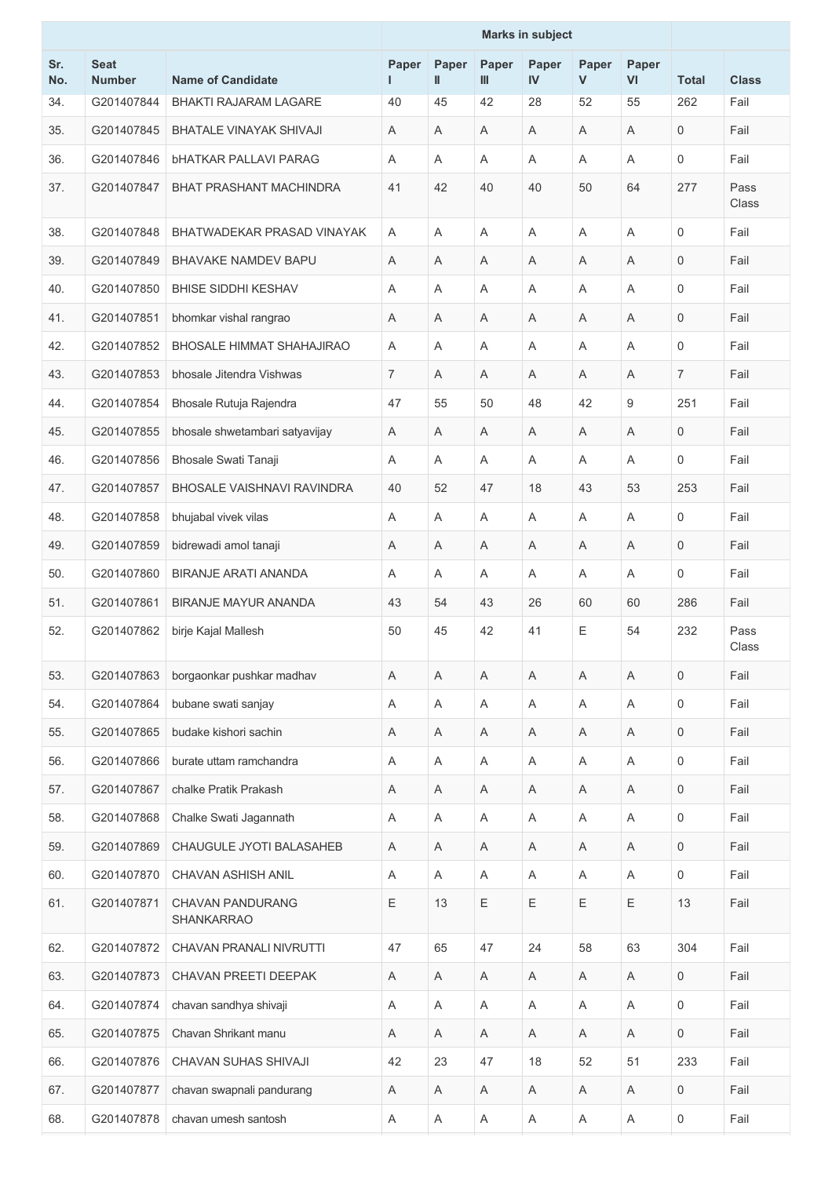| Sr. No. | Seat Number | Name of Candidate | Marks in subject | | | | | | Total | Class |
|---|---|---|---|---|---|---|---|---|---|---|
| | | | Paper I | Paper II | Paper III | Paper IV | Paper V | Paper VI | | |
| 34. | G201407844 | BHAKTI RAJARAM LAGARE | 40 | 45 | 42 | 28 | 52 | 55 | 262 | Fail |
| 35. | G201407845 | BHATALE VINAYAK SHIVAJI | A | A | A | A | A | A | 0 | Fail |
| 36. | G201407846 | bHATKAR PALLAVI PARAG | A | A | A | A | A | A | 0 | Fail |
| 37. | G201407847 | BHAT PRASHANT MACHINDRA | 41 | 42 | 40 | 40 | 50 | 64 | 277 | Pass Class |
| 38. | G201407848 | BHATWADEKAR PRASAD VINAYAK | A | A | A | A | A | A | 0 | Fail |
| 39. | G201407849 | BHAVAKE NAMDEV BAPU | A | A | A | A | A | A | 0 | Fail |
| 40. | G201407850 | BHISE SIDDHI KESHAV | A | A | A | A | A | A | 0 | Fail |
| 41. | G201407851 | bhomkar vishal rangrao | A | A | A | A | A | A | 0 | Fail |
| 42. | G201407852 | BHOSALE HIMMAT SHAHAJIRAO | A | A | A | A | A | A | 0 | Fail |
| 43. | G201407853 | bhosale Jitendra Vishwas | 7 | A | A | A | A | A | 7 | Fail |
| 44. | G201407854 | Bhosale Rutuja Rajendra | 47 | 55 | 50 | 48 | 42 | 9 | 251 | Fail |
| 45. | G201407855 | bhosale shwetambari satyavijay | A | A | A | A | A | A | 0 | Fail |
| 46. | G201407856 | Bhosale Swati Tanaji | A | A | A | A | A | A | 0 | Fail |
| 47. | G201407857 | BHOSALE VAISHNAVI RAVINDRA | 40 | 52 | 47 | 18 | 43 | 53 | 253 | Fail |
| 48. | G201407858 | bhujabal vivek vilas | A | A | A | A | A | A | 0 | Fail |
| 49. | G201407859 | bidrewadi amol tanaji | A | A | A | A | A | A | 0 | Fail |
| 50. | G201407860 | BIRANJE ARATI ANANDA | A | A | A | A | A | A | 0 | Fail |
| 51. | G201407861 | BIRANJE MAYUR ANANDA | 43 | 54 | 43 | 26 | 60 | 60 | 286 | Fail |
| 52. | G201407862 | birje Kajal Mallesh | 50 | 45 | 42 | 41 | E | 54 | 232 | Pass Class |
| 53. | G201407863 | borgaonkar pushkar madhav | A | A | A | A | A | A | 0 | Fail |
| 54. | G201407864 | bubane swati sanjay | A | A | A | A | A | A | 0 | Fail |
| 55. | G201407865 | budake kishori sachin | A | A | A | A | A | A | 0 | Fail |
| 56. | G201407866 | burate uttam ramchandra | A | A | A | A | A | A | 0 | Fail |
| 57. | G201407867 | chalke Pratik Prakash | A | A | A | A | A | A | 0 | Fail |
| 58. | G201407868 | Chalke Swati Jagannath | A | A | A | A | A | A | 0 | Fail |
| 59. | G201407869 | CHAUGULE JYOTI BALASAHEB | A | A | A | A | A | A | 0 | Fail |
| 60. | G201407870 | CHAVAN ASHISH ANIL | A | A | A | A | A | A | 0 | Fail |
| 61. | G201407871 | CHAVAN PANDURANG SHANKARRAO | E | 13 | E | E | E | E | 13 | Fail |
| 62. | G201407872 | CHAVAN PRANALI NIVRUTTI | 47 | 65 | 47 | 24 | 58 | 63 | 304 | Fail |
| 63. | G201407873 | CHAVAN PREETI DEEPAK | A | A | A | A | A | A | 0 | Fail |
| 64. | G201407874 | chavan sandhya shivaji | A | A | A | A | A | A | 0 | Fail |
| 65. | G201407875 | Chavan Shrikant manu | A | A | A | A | A | A | 0 | Fail |
| 66. | G201407876 | CHAVAN SUHAS SHIVAJI | 42 | 23 | 47 | 18 | 52 | 51 | 233 | Fail |
| 67. | G201407877 | chavan swapnali pandurang | A | A | A | A | A | A | 0 | Fail |
| 68. | G201407878 | chavan umesh santosh | A | A | A | A | A | A | 0 | Fail |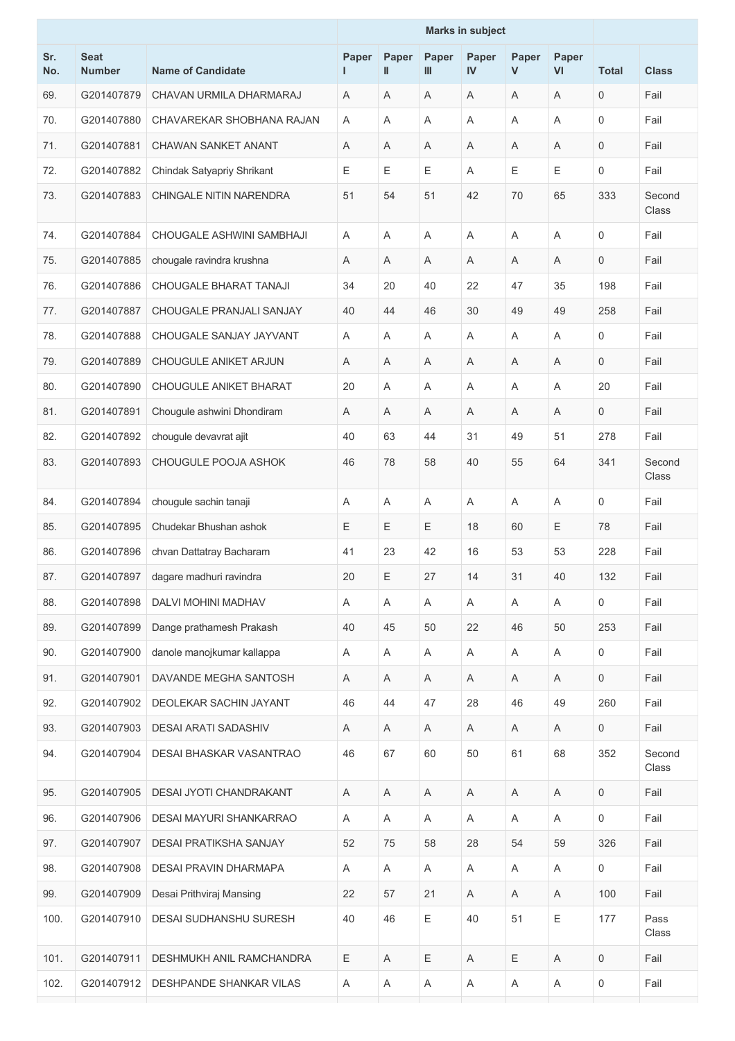| Sr. No. | Seat Number | Name of Candidate | Marks in subject | | | | | | Total | Class |
|---|---|---|---|---|---|---|---|---|---|---|
| | | | Paper I | Paper II | Paper III | Paper IV | Paper V | Paper VI | | |
| 69. | G201407879 | CHAVAN URMILA DHARMARAJ | A | A | A | A | A | A | 0 | Fail |
| 70. | G201407880 | CHAVAREKAR SHOBHANA RAJAN | A | A | A | A | A | A | 0 | Fail |
| 71. | G201407881 | CHAWAN SANKET ANANT | A | A | A | A | A | A | 0 | Fail |
| 72. | G201407882 | Chindak Satyapriy Shrikant | E | E | E | A | E | E | 0 | Fail |
| 73. | G201407883 | CHINGALE NITIN NARENDRA | 51 | 54 | 51 | 42 | 70 | 65 | 333 | Second Class |
| 74. | G201407884 | CHOUGALE ASHWINI SAMBHAJI | A | A | A | A | A | A | 0 | Fail |
| 75. | G201407885 | chougale ravindra krushna | A | A | A | A | A | A | 0 | Fail |
| 76. | G201407886 | CHOUGALE BHARAT TANAJI | 34 | 20 | 40 | 22 | 47 | 35 | 198 | Fail |
| 77. | G201407887 | CHOUGALE PRANJALI SANJAY | 40 | 44 | 46 | 30 | 49 | 49 | 258 | Fail |
| 78. | G201407888 | CHOUGALE SANJAY JAYVANT | A | A | A | A | A | A | 0 | Fail |
| 79. | G201407889 | CHOUGULE ANIKET ARJUN | A | A | A | A | A | A | 0 | Fail |
| 80. | G201407890 | CHOUGULE ANIKET BHARAT | 20 | A | A | A | A | A | 20 | Fail |
| 81. | G201407891 | Chougule ashwini Dhondiram | A | A | A | A | A | A | 0 | Fail |
| 82. | G201407892 | chougule devavrat ajit | 40 | 63 | 44 | 31 | 49 | 51 | 278 | Fail |
| 83. | G201407893 | CHOUGULE POOJA ASHOK | 46 | 78 | 58 | 40 | 55 | 64 | 341 | Second Class |
| 84. | G201407894 | chougule sachin tanaji | A | A | A | A | A | A | 0 | Fail |
| 85. | G201407895 | Chudekar Bhushan ashok | E | E | E | 18 | 60 | E | 78 | Fail |
| 86. | G201407896 | chvan Dattatray Bacharam | 41 | 23 | 42 | 16 | 53 | 53 | 228 | Fail |
| 87. | G201407897 | dagare madhuri ravindra | 20 | E | 27 | 14 | 31 | 40 | 132 | Fail |
| 88. | G201407898 | DALVI MOHINI MADHAV | A | A | A | A | A | A | 0 | Fail |
| 89. | G201407899 | Dange prathamesh Prakash | 40 | 45 | 50 | 22 | 46 | 50 | 253 | Fail |
| 90. | G201407900 | danole manojkumar kallappa | A | A | A | A | A | A | 0 | Fail |
| 91. | G201407901 | DAVANDE MEGHA SANTOSH | A | A | A | A | A | A | 0 | Fail |
| 92. | G201407902 | DEOLEKAR SACHIN JAYANT | 46 | 44 | 47 | 28 | 46 | 49 | 260 | Fail |
| 93. | G201407903 | DESAI ARATI SADASHIV | A | A | A | A | A | A | 0 | Fail |
| 94. | G201407904 | DESAI BHASKAR VASANTRAO | 46 | 67 | 60 | 50 | 61 | 68 | 352 | Second Class |
| 95. | G201407905 | DESAI JYOTI CHANDRAKANT | A | A | A | A | A | A | 0 | Fail |
| 96. | G201407906 | DESAI MAYURI SHANKARRAO | A | A | A | A | A | A | 0 | Fail |
| 97. | G201407907 | DESAI PRATIKSHA SANJAY | 52 | 75 | 58 | 28 | 54 | 59 | 326 | Fail |
| 98. | G201407908 | DESAI PRAVIN DHARMAPA | A | A | A | A | A | A | 0 | Fail |
| 99. | G201407909 | Desai Prithviraj Mansing | 22 | 57 | 21 | A | A | A | 100 | Fail |
| 100. | G201407910 | DESAI SUDHANSHU SURESH | 40 | 46 | E | 40 | 51 | E | 177 | Pass Class |
| 101. | G201407911 | DESHMUKH ANIL RAMCHANDRA | E | A | E | A | E | A | 0 | Fail |
| 102. | G201407912 | DESHPANDE SHANKAR VILAS | A | A | A | A | A | A | 0 | Fail |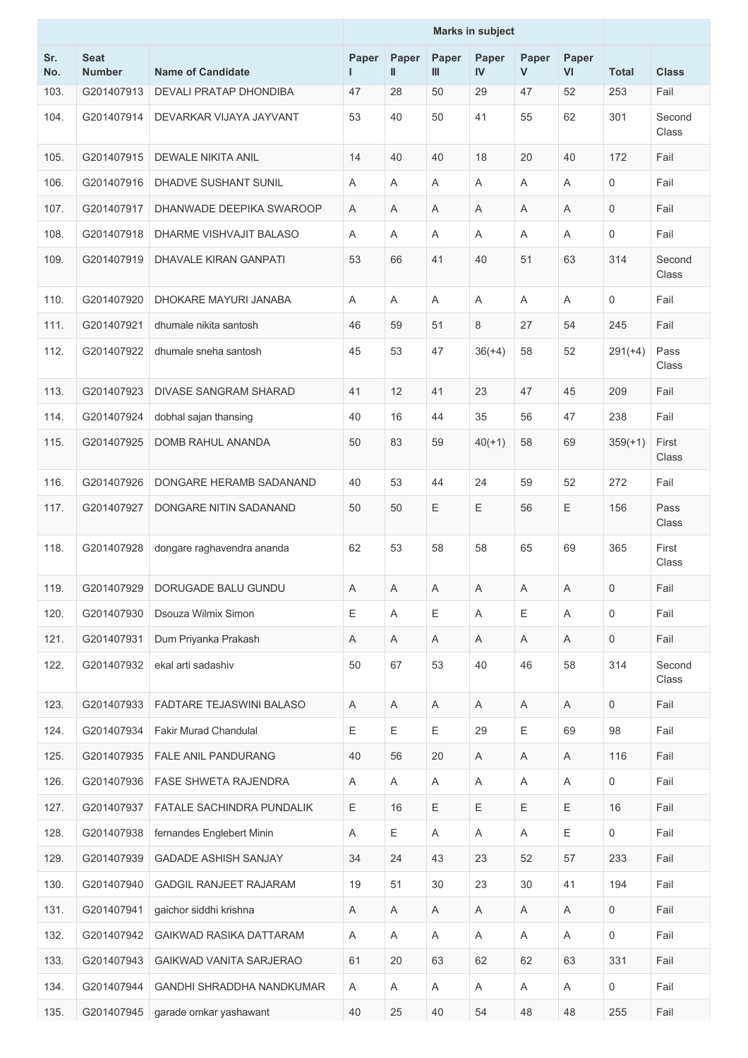| Sr. No. | Seat Number | Name of Candidate | Marks in subject | | | | | | Total | Class |
|---|---|---|---|---|---|---|---|---|---|---|
| | | | Paper I | Paper II | Paper III | Paper IV | Paper V | Paper VI | | |
| 103. | G201407913 | DEVALI PRATAP DHONDIBA | 47 | 28 | 50 | 29 | 47 | 52 | 253 | Fail |
| 104. | G201407914 | DEVARKAR VIJAYA JAYVANT | 53 | 40 | 50 | 41 | 55 | 62 | 301 | Second Class |
| 105. | G201407915 | DEWALE NIKITA ANIL | 14 | 40 | 40 | 18 | 20 | 40 | 172 | Fail |
| 106. | G201407916 | DHADVE SUSHANT SUNIL | A | A | A | A | A | A | 0 | Fail |
| 107. | G201407917 | DHANWADE DEEPIKA SWAROOP | A | A | A | A | A | A | 0 | Fail |
| 108. | G201407918 | DHARME VISHVAJIT BALASO | A | A | A | A | A | A | 0 | Fail |
| 109. | G201407919 | DHAVALE KIRAN GANPATI | 53 | 66 | 41 | 40 | 51 | 63 | 314 | Second Class |
| 110. | G201407920 | DHOKARE MAYURI JANABA | A | A | A | A | A | A | 0 | Fail |
| 111. | G201407921 | dhumale nikita santosh | 46 | 59 | 51 | 8 | 27 | 54 | 245 | Fail |
| 112. | G201407922 | dhumale sneha santosh | 45 | 53 | 47 | 36(+4) | 58 | 52 | 291(+4) | Pass Class |
| 113. | G201407923 | DIVASE SANGRAM SHARAD | 41 | 12 | 41 | 23 | 47 | 45 | 209 | Fail |
| 114. | G201407924 | dobhal sajan thansing | 40 | 16 | 44 | 35 | 56 | 47 | 238 | Fail |
| 115. | G201407925 | DOMB RAHUL ANANDA | 50 | 83 | 59 | 40(+1) | 58 | 69 | 359(+1) | First Class |
| 116. | G201407926 | DONGARE HERAMB SADANAND | 40 | 53 | 44 | 24 | 59 | 52 | 272 | Fail |
| 117. | G201407927 | DONGARE NITIN SADANAND | 50 | 50 | E | E | 56 | E | 156 | Pass Class |
| 118. | G201407928 | dongare raghavendra ananda | 62 | 53 | 58 | 58 | 65 | 69 | 365 | First Class |
| 119. | G201407929 | DORUGADE BALU GUNDU | A | A | A | A | A | A | 0 | Fail |
| 120. | G201407930 | Dsouza Wilmix Simon | E | A | E | A | E | A | 0 | Fail |
| 121. | G201407931 | Dum Priyanka Prakash | A | A | A | A | A | A | 0 | Fail |
| 122. | G201407932 | ekal arti sadashiv | 50 | 67 | 53 | 40 | 46 | 58 | 314 | Second Class |
| 123. | G201407933 | FADTARE TEJASWINI BALASO | A | A | A | A | A | A | 0 | Fail |
| 124. | G201407934 | Fakir Murad Chandulal | E | E | E | 29 | E | 69 | 98 | Fail |
| 125. | G201407935 | FALE ANIL PANDURANG | 40 | 56 | 20 | A | A | A | 116 | Fail |
| 126. | G201407936 | FASE SHWETA RAJENDRA | A | A | A | A | A | A | 0 | Fail |
| 127. | G201407937 | FATALE SACHINDRA PUNDALIK | E | 16 | E | E | E | E | 16 | Fail |
| 128. | G201407938 | fernandes Englebert Minin | A | E | A | A | A | E | 0 | Fail |
| 129. | G201407939 | GADADE ASHISH SANJAY | 34 | 24 | 43 | 23 | 52 | 57 | 233 | Fail |
| 130. | G201407940 | GADGIL RANJEET RAJARAM | 19 | 51 | 30 | 23 | 30 | 41 | 194 | Fail |
| 131. | G201407941 | gaichor siddhi krishna | A | A | A | A | A | A | 0 | Fail |
| 132. | G201407942 | GAIKWAD RASIKA DATTARAM | A | A | A | A | A | A | 0 | Fail |
| 133. | G201407943 | GAIKWAD VANITA SARJERAO | 61 | 20 | 63 | 62 | 62 | 63 | 331 | Fail |
| 134. | G201407944 | GANDHI SHRADDHA NANDKUMAR | A | A | A | A | A | A | 0 | Fail |
| 135. | G201407945 | garade omkar yashawant | 40 | 25 | 40 | 54 | 48 | 48 | 255 | Fail |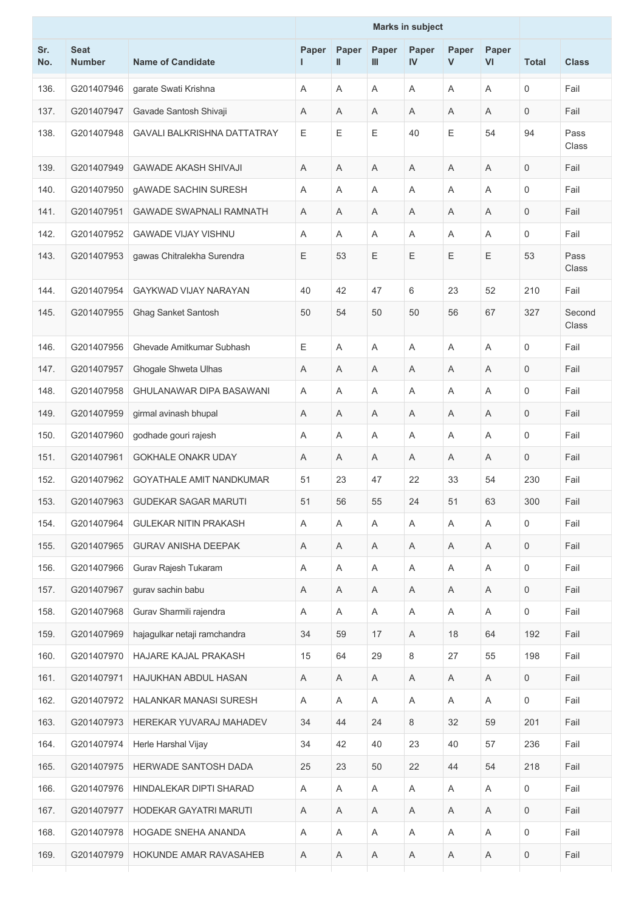| | | | Marks in subject | | | | | | | |
|---|---|---|---|---|---|---|---|---|---|---|
| Sr. No. | Seat Number | Name of Candidate | Paper I | Paper II | Paper III | Paper IV | Paper V | Paper VI | Total | Class |
| 136. | G201407946 | garate Swati Krishna | A | A | A | A | A | A | 0 | Fail |
| 137. | G201407947 | Gavade Santosh Shivaji | A | A | A | A | A | A | 0 | Fail |
| 138. | G201407948 | GAVALI BALKRISHNA DATTATRAY | E | E | E | 40 | E | 54 | 94 | Pass Class |
| 139. | G201407949 | GAWADE AKASH SHIVAJI | A | A | A | A | A | A | 0 | Fail |
| 140. | G201407950 | gAWADE SACHIN SURESH | A | A | A | A | A | A | 0 | Fail |
| 141. | G201407951 | GAWADE SWAPNALI RAMNATH | A | A | A | A | A | A | 0 | Fail |
| 142. | G201407952 | GAWADE VIJAY VISHNU | A | A | A | A | A | A | 0 | Fail |
| 143. | G201407953 | gawas Chitralekha Surendra | E | 53 | E | E | E | E | 53 | Pass Class |
| 144. | G201407954 | GAYKWAD VIJAY NARAYAN | 40 | 42 | 47 | 6 | 23 | 52 | 210 | Fail |
| 145. | G201407955 | Ghag Sanket Santosh | 50 | 54 | 50 | 50 | 56 | 67 | 327 | Second Class |
| 146. | G201407956 | Ghevade Amitkumar Subhash | E | A | A | A | A | A | 0 | Fail |
| 147. | G201407957 | Ghogale Shweta Ulhas | A | A | A | A | A | A | 0 | Fail |
| 148. | G201407958 | GHULANAWAR DIPA BASAWANI | A | A | A | A | A | A | 0 | Fail |
| 149. | G201407959 | girmal avinash bhupal | A | A | A | A | A | A | 0 | Fail |
| 150. | G201407960 | godhade gouri rajesh | A | A | A | A | A | A | 0 | Fail |
| 151. | G201407961 | GOKHALE ONAKR UDAY | A | A | A | A | A | A | 0 | Fail |
| 152. | G201407962 | GOYATHALE AMIT NANDKUMAR | 51 | 23 | 47 | 22 | 33 | 54 | 230 | Fail |
| 153. | G201407963 | GUDEKAR SAGAR MARUTI | 51 | 56 | 55 | 24 | 51 | 63 | 300 | Fail |
| 154. | G201407964 | GULEKAR NITIN PRAKASH | A | A | A | A | A | A | 0 | Fail |
| 155. | G201407965 | GURAV ANISHA DEEPAK | A | A | A | A | A | A | 0 | Fail |
| 156. | G201407966 | Gurav Rajesh Tukaram | A | A | A | A | A | A | 0 | Fail |
| 157. | G201407967 | gurav sachin babu | A | A | A | A | A | A | 0 | Fail |
| 158. | G201407968 | Gurav Sharmili rajendra | A | A | A | A | A | A | 0 | Fail |
| 159. | G201407969 | hajagulkar netaji ramchandra | 34 | 59 | 17 | A | 18 | 64 | 192 | Fail |
| 160. | G201407970 | HAJARE KAJAL PRAKASH | 15 | 64 | 29 | 8 | 27 | 55 | 198 | Fail |
| 161. | G201407971 | HAJUKHAN ABDUL HASAN | A | A | A | A | A | A | 0 | Fail |
| 162. | G201407972 | HALANKAR MANASI SURESH | A | A | A | A | A | A | 0 | Fail |
| 163. | G201407973 | HEREKAR YUVARAJ MAHADEV | 34 | 44 | 24 | 8 | 32 | 59 | 201 | Fail |
| 164. | G201407974 | Herle Harshal Vijay | 34 | 42 | 40 | 23 | 40 | 57 | 236 | Fail |
| 165. | G201407975 | HERWADE SANTOSH DADA | 25 | 23 | 50 | 22 | 44 | 54 | 218 | Fail |
| 166. | G201407976 | HINDALEKAR DIPTI SHARAD | A | A | A | A | A | A | 0 | Fail |
| 167. | G201407977 | HODEKAR GAYATRI MARUTI | A | A | A | A | A | A | 0 | Fail |
| 168. | G201407978 | HOGADE SNEHA ANANDA | A | A | A | A | A | A | 0 | Fail |
| 169. | G201407979 | HOKUNDE AMAR RAVASAHEB | A | A | A | A | A | A | 0 | Fail |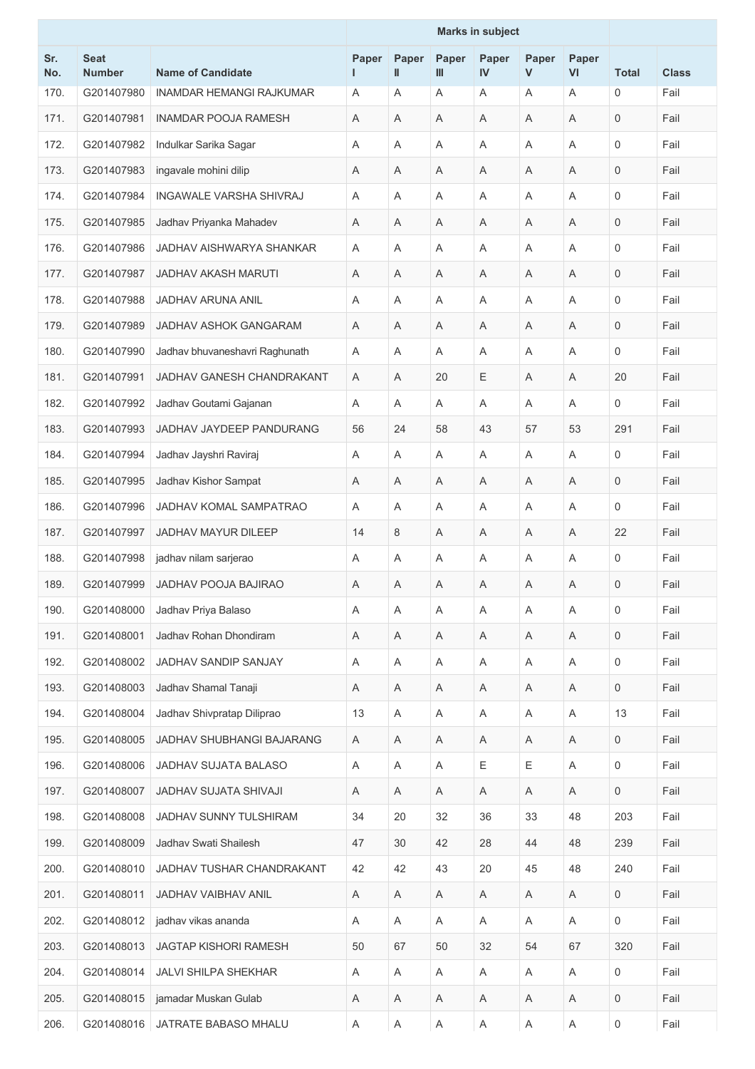| Sr. No. | Seat Number | Name of Candidate | Marks in subject | | | | | | Total | Class |
|---|---|---|---|---|---|---|---|---|---|---|
| | | | Paper I | Paper II | Paper III | Paper IV | Paper V | Paper VI | | |
| 170. | G201407980 | INAMDAR HEMANGI RAJKUMAR | A | A | A | A | A | A | 0 | Fail |
| 171. | G201407981 | INAMDAR POOJA RAMESH | A | A | A | A | A | A | 0 | Fail |
| 172. | G201407982 | Indulkar Sarika Sagar | A | A | A | A | A | A | 0 | Fail |
| 173. | G201407983 | ingavale mohini dilip | A | A | A | A | A | A | 0 | Fail |
| 174. | G201407984 | INGAWALE VARSHA SHIVRAJ | A | A | A | A | A | A | 0 | Fail |
| 175. | G201407985 | Jadhav Priyanka Mahadev | A | A | A | A | A | A | 0 | Fail |
| 176. | G201407986 | JADHAV AISHWARYA SHANKAR | A | A | A | A | A | A | 0 | Fail |
| 177. | G201407987 | JADHAV AKASH MARUTI | A | A | A | A | A | A | 0 | Fail |
| 178. | G201407988 | JADHAV ARUNA ANIL | A | A | A | A | A | A | 0 | Fail |
| 179. | G201407989 | JADHAV ASHOK GANGARAM | A | A | A | A | A | A | 0 | Fail |
| 180. | G201407990 | Jadhav bhuvaneshavri Raghunath | A | A | A | A | A | A | 0 | Fail |
| 181. | G201407991 | JADHAV GANESH CHANDRAKANT | A | A | 20 | E | A | A | 20 | Fail |
| 182. | G201407992 | Jadhav Goutami Gajanan | A | A | A | A | A | A | 0 | Fail |
| 183. | G201407993 | JADHAV JAYDEEP PANDURANG | 56 | 24 | 58 | 43 | 57 | 53 | 291 | Fail |
| 184. | G201407994 | Jadhav Jayshri Raviraj | A | A | A | A | A | A | 0 | Fail |
| 185. | G201407995 | Jadhav Kishor Sampat | A | A | A | A | A | A | 0 | Fail |
| 186. | G201407996 | JADHAV KOMAL SAMPATRAO | A | A | A | A | A | A | 0 | Fail |
| 187. | G201407997 | JADHAV MAYUR DILEEP | 14 | 8 | A | A | A | A | 22 | Fail |
| 188. | G201407998 | jadhav nilam sarjerao | A | A | A | A | A | A | 0 | Fail |
| 189. | G201407999 | JADHAV POOJA BAJIRAO | A | A | A | A | A | A | 0 | Fail |
| 190. | G201408000 | Jadhav Priya Balaso | A | A | A | A | A | A | 0 | Fail |
| 191. | G201408001 | Jadhav Rohan Dhondiram | A | A | A | A | A | A | 0 | Fail |
| 192. | G201408002 | JADHAV SANDIP SANJAY | A | A | A | A | A | A | 0 | Fail |
| 193. | G201408003 | Jadhav Shamal Tanaji | A | A | A | A | A | A | 0 | Fail |
| 194. | G201408004 | Jadhav Shivpratap Diliprao | 13 | A | A | A | A | A | 13 | Fail |
| 195. | G201408005 | JADHAV SHUBHANGI BAJARANG | A | A | A | A | A | A | 0 | Fail |
| 196. | G201408006 | JADHAV SUJATA BALASO | A | A | A | E | E | A | 0 | Fail |
| 197. | G201408007 | JADHAV SUJATA SHIVAJI | A | A | A | A | A | A | 0 | Fail |
| 198. | G201408008 | JADHAV SUNNY TULSHIRAM | 34 | 20 | 32 | 36 | 33 | 48 | 203 | Fail |
| 199. | G201408009 | Jadhav Swati Shailesh | 47 | 30 | 42 | 28 | 44 | 48 | 239 | Fail |
| 200. | G201408010 | JADHAV TUSHAR CHANDRAKANT | 42 | 42 | 43 | 20 | 45 | 48 | 240 | Fail |
| 201. | G201408011 | JADHAV VAIBHAV ANIL | A | A | A | A | A | A | 0 | Fail |
| 202. | G201408012 | jadhav vikas ananda | A | A | A | A | A | A | 0 | Fail |
| 203. | G201408013 | JAGTAP KISHORI RAMESH | 50 | 67 | 50 | 32 | 54 | 67 | 320 | Fail |
| 204. | G201408014 | JALVI SHILPA SHEKHAR | A | A | A | A | A | A | 0 | Fail |
| 205. | G201408015 | jamadar Muskan Gulab | A | A | A | A | A | A | 0 | Fail |
| 206. | G201408016 | JATRATE BABASO MHALU | A | A | A | A | A | A | 0 | Fail |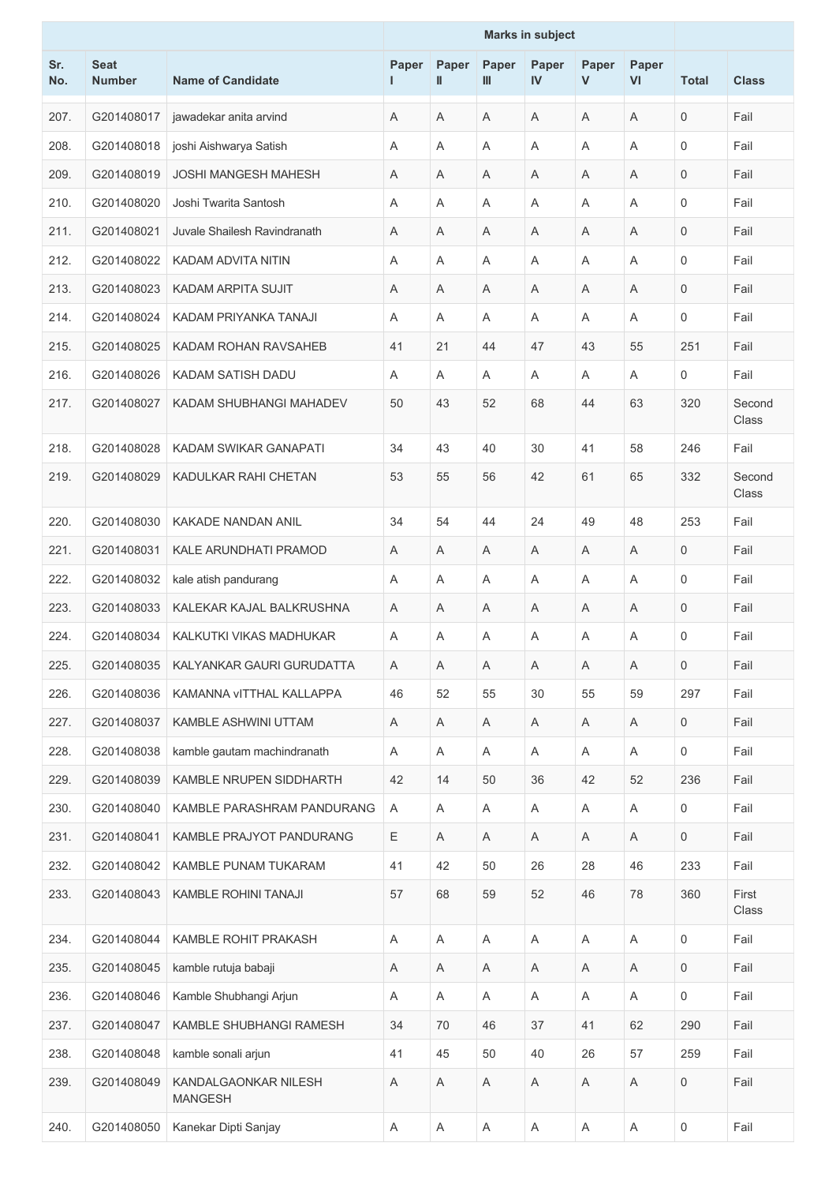| Sr. No. | Seat Number | Name of Candidate | Marks in subject | | | | | | Total | Class |
|---|---|---|---|---|---|---|---|---|---|---|
| | | | Paper I | Paper II | Paper III | Paper IV | Paper V | Paper VI | | |
| 207. | G201408017 | jawadekar anita arvind | A | A | A | A | A | A | 0 | Fail |
| 208. | G201408018 | joshi Aishwarya Satish | A | A | A | A | A | A | 0 | Fail |
| 209. | G201408019 | JOSHI MANGESH MAHESH | A | A | A | A | A | A | 0 | Fail |
| 210. | G201408020 | Joshi Twarita Santosh | A | A | A | A | A | A | 0 | Fail |
| 211. | G201408021 | Juvale Shailesh Ravindranath | A | A | A | A | A | A | 0 | Fail |
| 212. | G201408022 | KADAM ADVITA NITIN | A | A | A | A | A | A | 0 | Fail |
| 213. | G201408023 | KADAM ARPITA SUJIT | A | A | A | A | A | A | 0 | Fail |
| 214. | G201408024 | KADAM PRIYANKA TANAJI | A | A | A | A | A | A | 0 | Fail |
| 215. | G201408025 | KADAM ROHAN RAVSAHEB | 41 | 21 | 44 | 47 | 43 | 55 | 251 | Fail |
| 216. | G201408026 | KADAM SATISH DADU | A | A | A | A | A | A | 0 | Fail |
| 217. | G201408027 | KADAM SHUBHANGI MAHADEV | 50 | 43 | 52 | 68 | 44 | 63 | 320 | Second Class |
| 218. | G201408028 | KADAM SWIKAR GANAPATI | 34 | 43 | 40 | 30 | 41 | 58 | 246 | Fail |
| 219. | G201408029 | KADULKAR RAHI CHETAN | 53 | 55 | 56 | 42 | 61 | 65 | 332 | Second Class |
| 220. | G201408030 | KAKADE NANDAN ANIL | 34 | 54 | 44 | 24 | 49 | 48 | 253 | Fail |
| 221. | G201408031 | KALE ARUNDHATI PRAMOD | A | A | A | A | A | A | 0 | Fail |
| 222. | G201408032 | kale atish pandurang | A | A | A | A | A | A | 0 | Fail |
| 223. | G201408033 | KALEKAR KAJAL BALKRUSHNA | A | A | A | A | A | A | 0 | Fail |
| 224. | G201408034 | KALKUTKI VIKAS MADHUKAR | A | A | A | A | A | A | 0 | Fail |
| 225. | G201408035 | KALYANKAR GAURI GURUDATTA | A | A | A | A | A | A | 0 | Fail |
| 226. | G201408036 | KAMANNA vITTHAL KALLAPPA | 46 | 52 | 55 | 30 | 55 | 59 | 297 | Fail |
| 227. | G201408037 | KAMBLE ASHWINI UTTAM | A | A | A | A | A | A | 0 | Fail |
| 228. | G201408038 | kamble gautam machindranath | A | A | A | A | A | A | 0 | Fail |
| 229. | G201408039 | KAMBLE NRUPEN SIDDHARTH | 42 | 14 | 50 | 36 | 42 | 52 | 236 | Fail |
| 230. | G201408040 | KAMBLE PARASHRAM PANDURANG | A | A | A | A | A | A | 0 | Fail |
| 231. | G201408041 | KAMBLE PRAJYOT PANDURANG | E | A | A | A | A | A | 0 | Fail |
| 232. | G201408042 | KAMBLE PUNAM TUKARAM | 41 | 42 | 50 | 26 | 28 | 46 | 233 | Fail |
| 233. | G201408043 | KAMBLE ROHINI TANAJI | 57 | 68 | 59 | 52 | 46 | 78 | 360 | First Class |
| 234. | G201408044 | KAMBLE ROHIT PRAKASH | A | A | A | A | A | A | 0 | Fail |
| 235. | G201408045 | kamble rutuja babaji | A | A | A | A | A | A | 0 | Fail |
| 236. | G201408046 | Kamble Shubhangi Arjun | A | A | A | A | A | A | 0 | Fail |
| 237. | G201408047 | KAMBLE SHUBHANGI RAMESH | 34 | 70 | 46 | 37 | 41 | 62 | 290 | Fail |
| 238. | G201408048 | kamble sonali arjun | 41 | 45 | 50 | 40 | 26 | 57 | 259 | Fail |
| 239. | G201408049 | KANDALGAONKAR NILESH MANGESH | A | A | A | A | A | A | 0 | Fail |
| 240. | G201408050 | Kanekar Dipti Sanjay | A | A | A | A | A | A | 0 | Fail |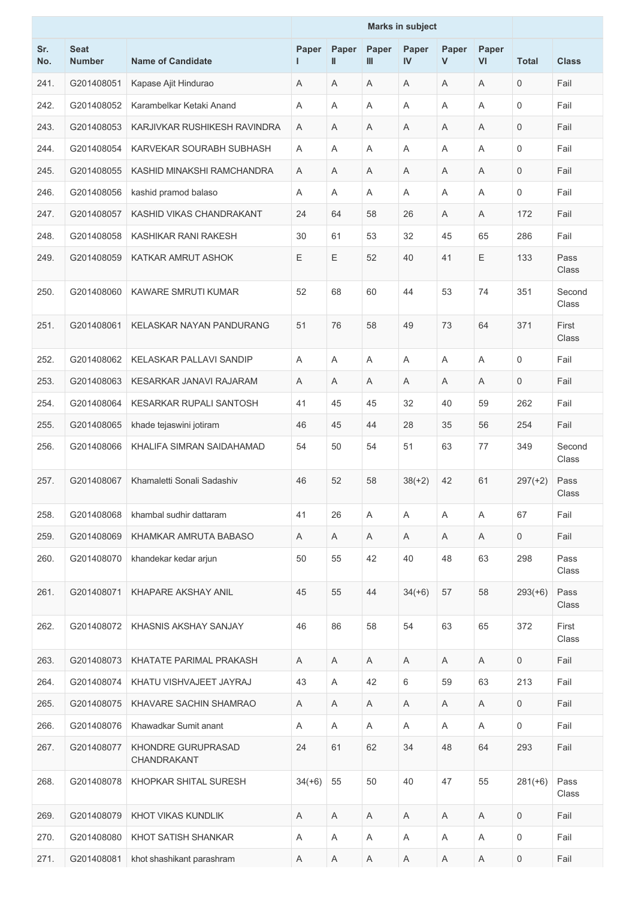| Sr. No. | Seat Number | Name of Candidate | Marks in subject | | | | | | Total | Class |
|---|---|---|---|---|---|---|---|---|---|---|
| | | | Paper I | Paper II | Paper III | Paper IV | Paper V | Paper VI | | |
| 241. | G201408051 | Kapase Ajit Hindurao | A | A | A | A | A | A | 0 | Fail |
| 242. | G201408052 | Karambelkar Ketaki Anand | A | A | A | A | A | A | 0 | Fail |
| 243. | G201408053 | KARJIVKAR RUSHIKESH RAVINDRA | A | A | A | A | A | A | 0 | Fail |
| 244. | G201408054 | KARVEKAR SOURABH SUBHASH | A | A | A | A | A | A | 0 | Fail |
| 245. | G201408055 | KASHID MINAKSHI RAMCHANDRA | A | A | A | A | A | A | 0 | Fail |
| 246. | G201408056 | kashid pramod balaso | A | A | A | A | A | A | 0 | Fail |
| 247. | G201408057 | KASHID VIKAS CHANDRAKANT | 24 | 64 | 58 | 26 | A | A | 172 | Fail |
| 248. | G201408058 | KASHIKAR RANI RAKESH | 30 | 61 | 53 | 32 | 45 | 65 | 286 | Fail |
| 249. | G201408059 | KATKAR AMRUT ASHOK | E | E | 52 | 40 | 41 | E | 133 | Pass Class |
| 250. | G201408060 | KAWARE SMRUTI KUMAR | 52 | 68 | 60 | 44 | 53 | 74 | 351 | Second Class |
| 251. | G201408061 | KELASKAR NAYAN PANDURANG | 51 | 76 | 58 | 49 | 73 | 64 | 371 | First Class |
| 252. | G201408062 | KELASKAR PALLAVI SANDIP | A | A | A | A | A | A | 0 | Fail |
| 253. | G201408063 | KESARKAR JANAVI RAJARAM | A | A | A | A | A | A | 0 | Fail |
| 254. | G201408064 | KESARKAR RUPALI SANTOSH | 41 | 45 | 45 | 32 | 40 | 59 | 262 | Fail |
| 255. | G201408065 | khade tejaswini jotiram | 46 | 45 | 44 | 28 | 35 | 56 | 254 | Fail |
| 256. | G201408066 | KHALIFA SIMRAN SAIDAHAMAD | 54 | 50 | 54 | 51 | 63 | 77 | 349 | Second Class |
| 257. | G201408067 | Khamaletti Sonali Sadashiv | 46 | 52 | 58 | 38(+2) | 42 | 61 | 297(+2) | Pass Class |
| 258. | G201408068 | khambal sudhir dattaram | 41 | 26 | A | A | A | A | 67 | Fail |
| 259. | G201408069 | KHAMKAR AMRUTA BABASO | A | A | A | A | A | A | 0 | Fail |
| 260. | G201408070 | khandekar kedar arjun | 50 | 55 | 42 | 40 | 48 | 63 | 298 | Pass Class |
| 261. | G201408071 | KHAPARE AKSHAY ANIL | 45 | 55 | 44 | 34(+6) | 57 | 58 | 293(+6) | Pass Class |
| 262. | G201408072 | KHASNIS AKSHAY SANJAY | 46 | 86 | 58 | 54 | 63 | 65 | 372 | First Class |
| 263. | G201408073 | KHATATE PARIMAL PRAKASH | A | A | A | A | A | A | 0 | Fail |
| 264. | G201408074 | KHATU VISHVAJEET JAYRAJ | 43 | A | 42 | 6 | 59 | 63 | 213 | Fail |
| 265. | G201408075 | KHAVARE SACHIN SHAMRAO | A | A | A | A | A | A | 0 | Fail |
| 266. | G201408076 | Khawadkar Sumit anant | A | A | A | A | A | A | 0 | Fail |
| 267. | G201408077 | KHONDRE GURUPRASAD CHANDRAKANT | 24 | 61 | 62 | 34 | 48 | 64 | 293 | Fail |
| 268. | G201408078 | KHOPKAR SHITAL SURESH | 34(+6) | 55 | 50 | 40 | 47 | 55 | 281(+6) | Pass Class |
| 269. | G201408079 | KHOT VIKAS KUNDLIK | A | A | A | A | A | A | 0 | Fail |
| 270. | G201408080 | KHOT SATISH SHANKAR | A | A | A | A | A | A | 0 | Fail |
| 271. | G201408081 | khot shashikant parashram | A | A | A | A | A | A | 0 | Fail |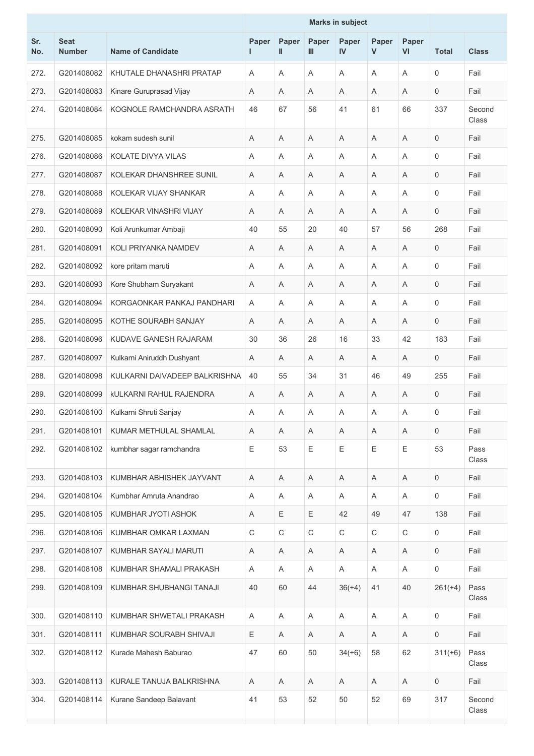| Sr. No. | Seat Number | Name of Candidate | Marks in subject | | | | | | Total | Class |
|---|---|---|---|---|---|---|---|---|---|---|
| | | | Paper I | Paper II | Paper III | Paper IV | Paper V | Paper VI | | |
| 272. | G201408082 | KHUTALE DHANASHRI PRATAP | A | A | A | A | A | A | 0 | Fail |
| 273. | G201408083 | Kinare Guruprasad Vijay | A | A | A | A | A | A | 0 | Fail |
| 274. | G201408084 | KOGNOLE RAMCHANDRA ASRATH | 46 | 67 | 56 | 41 | 61 | 66 | 337 | Second Class |
| 275. | G201408085 | kokam sudesh sunil | A | A | A | A | A | A | 0 | Fail |
| 276. | G201408086 | KOLATE DIVYA VILAS | A | A | A | A | A | A | 0 | Fail |
| 277. | G201408087 | KOLEKAR DHANSHREE SUNIL | A | A | A | A | A | A | 0 | Fail |
| 278. | G201408088 | KOLEKAR VIJAY SHANKAR | A | A | A | A | A | A | 0 | Fail |
| 279. | G201408089 | KOLEKAR VINASHRI VIJAY | A | A | A | A | A | A | 0 | Fail |
| 280. | G201408090 | Koli Arunkumar Ambaji | 40 | 55 | 20 | 40 | 57 | 56 | 268 | Fail |
| 281. | G201408091 | KOLI PRIYANKA NAMDEV | A | A | A | A | A | A | 0 | Fail |
| 282. | G201408092 | kore pritam maruti | A | A | A | A | A | A | 0 | Fail |
| 283. | G201408093 | Kore Shubham Suryakant | A | A | A | A | A | A | 0 | Fail |
| 284. | G201408094 | KORGAONKAR PANKAJ PANDHARI | A | A | A | A | A | A | 0 | Fail |
| 285. | G201408095 | KOTHE SOURABH SANJAY | A | A | A | A | A | A | 0 | Fail |
| 286. | G201408096 | KUDAVE GANESH RAJARAM | 30 | 36 | 26 | 16 | 33 | 42 | 183 | Fail |
| 287. | G201408097 | Kulkarni Aniruddh Dushyant | A | A | A | A | A | A | 0 | Fail |
| 288. | G201408098 | KULKARNI DAIVADEEP BALKRISHNA | 40 | 55 | 34 | 31 | 46 | 49 | 255 | Fail |
| 289. | G201408099 | kULKARNI RAHUL RAJENDRA | A | A | A | A | A | A | 0 | Fail |
| 290. | G201408100 | Kulkarni Shruti Sanjay | A | A | A | A | A | A | 0 | Fail |
| 291. | G201408101 | KUMAR METHULAL SHAMLAL | A | A | A | A | A | A | 0 | Fail |
| 292. | G201408102 | kumbhar sagar ramchandra | E | 53 | E | E | E | E | 53 | Pass Class |
| 293. | G201408103 | KUMBHAR ABHISHEK JAYVANT | A | A | A | A | A | A | 0 | Fail |
| 294. | G201408104 | Kumbhar Amruta Anandrao | A | A | A | A | A | A | 0 | Fail |
| 295. | G201408105 | KUMBHAR JYOTI ASHOK | A | E | E | 42 | 49 | 47 | 138 | Fail |
| 296. | G201408106 | KUMBHAR OMKAR LAXMAN | C | C | C | C | C | C | 0 | Fail |
| 297. | G201408107 | KUMBHAR SAYALI MARUTI | A | A | A | A | A | A | 0 | Fail |
| 298. | G201408108 | KUMBHAR SHAMALI PRAKASH | A | A | A | A | A | A | 0 | Fail |
| 299. | G201408109 | KUMBHAR SHUBHANGI TANAJI | 40 | 60 | 44 | 36(+4) | 41 | 40 | 261(+4) | Pass Class |
| 300. | G201408110 | KUMBHAR SHWETALI PRAKASH | A | A | A | A | A | A | 0 | Fail |
| 301. | G201408111 | KUMBHAR SOURABH SHIVAJI | E | A | A | A | A | A | 0 | Fail |
| 302. | G201408112 | Kurade Mahesh Baburao | 47 | 60 | 50 | 34(+6) | 58 | 62 | 311(+6) | Pass Class |
| 303. | G201408113 | KURALE TANUJA BALKRISHNA | A | A | A | A | A | A | 0 | Fail |
| 304. | G201408114 | Kurane Sandeep Balavant | 41 | 53 | 52 | 50 | 52 | 69 | 317 | Second Class |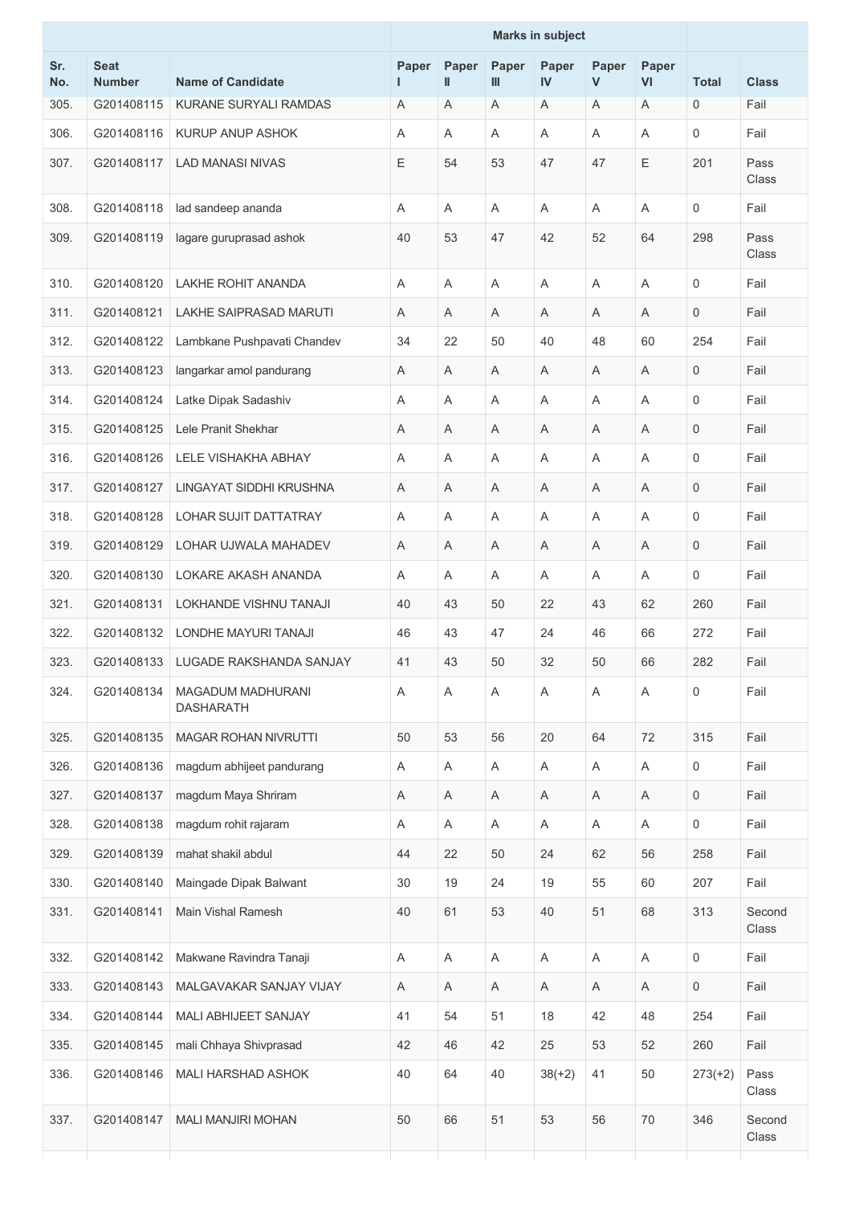| Sr. No. | Seat Number | Name of Candidate | Marks in subject | | | | | | Total | Class |
|---|---|---|---|---|---|---|---|---|---|---|
| | | | Paper I | Paper II | Paper III | Paper IV | Paper V | Paper VI | | |
| 305. | G201408115 | KURANE SURYALI RAMDAS | A | A | A | A | A | A | 0 | Fail |
| 306. | G201408116 | KURUP ANUP ASHOK | A | A | A | A | A | A | 0 | Fail |
| 307. | G201408117 | LAD MANASI NIVAS | E | 54 | 53 | 47 | 47 | E | 201 | Pass Class |
| 308. | G201408118 | lad sandeep ananda | A | A | A | A | A | A | 0 | Fail |
| 309. | G201408119 | lagare guruprasad ashok | 40 | 53 | 47 | 42 | 52 | 64 | 298 | Pass Class |
| 310. | G201408120 | LAKHE ROHIT ANANDA | A | A | A | A | A | A | 0 | Fail |
| 311. | G201408121 | LAKHE SAIPRASAD MARUTI | A | A | A | A | A | A | 0 | Fail |
| 312. | G201408122 | Lambkane Pushpavati Chandev | 34 | 22 | 50 | 40 | 48 | 60 | 254 | Fail |
| 313. | G201408123 | langarkar amol pandurang | A | A | A | A | A | A | 0 | Fail |
| 314. | G201408124 | Latke Dipak Sadashiv | A | A | A | A | A | A | 0 | Fail |
| 315. | G201408125 | Lele Pranit Shekhar | A | A | A | A | A | A | 0 | Fail |
| 316. | G201408126 | LELE VISHAKHA ABHAY | A | A | A | A | A | A | 0 | Fail |
| 317. | G201408127 | LINGAYAT SIDDHI KRUSHNA | A | A | A | A | A | A | 0 | Fail |
| 318. | G201408128 | LOHAR SUJIT DATTATRAY | A | A | A | A | A | A | 0 | Fail |
| 319. | G201408129 | LOHAR UJWALA MAHADEV | A | A | A | A | A | A | 0 | Fail |
| 320. | G201408130 | LOKARE AKASH ANANDA | A | A | A | A | A | A | 0 | Fail |
| 321. | G201408131 | LOKHANDE VISHNU TANAJI | 40 | 43 | 50 | 22 | 43 | 62 | 260 | Fail |
| 322. | G201408132 | LONDHE MAYURI TANAJI | 46 | 43 | 47 | 24 | 46 | 66 | 272 | Fail |
| 323. | G201408133 | LUGADE RAKSHANDA SANJAY | 41 | 43 | 50 | 32 | 50 | 66 | 282 | Fail |
| 324. | G201408134 | MAGADUM MADHURANI DASHARATH | A | A | A | A | A | A | 0 | Fail |
| 325. | G201408135 | MAGAR ROHAN NIVRUTTI | 50 | 53 | 56 | 20 | 64 | 72 | 315 | Fail |
| 326. | G201408136 | magdum abhijeet pandurang | A | A | A | A | A | A | 0 | Fail |
| 327. | G201408137 | magdum Maya Shriram | A | A | A | A | A | A | 0 | Fail |
| 328. | G201408138 | magdum rohit rajaram | A | A | A | A | A | A | 0 | Fail |
| 329. | G201408139 | mahat shakil abdul | 44 | 22 | 50 | 24 | 62 | 56 | 258 | Fail |
| 330. | G201408140 | Maingade Dipak Balwant | 30 | 19 | 24 | 19 | 55 | 60 | 207 | Fail |
| 331. | G201408141 | Main Vishal Ramesh | 40 | 61 | 53 | 40 | 51 | 68 | 313 | Second Class |
| 332. | G201408142 | Makwane Ravindra Tanaji | A | A | A | A | A | A | 0 | Fail |
| 333. | G201408143 | MALGAVAKAR SANJAY VIJAY | A | A | A | A | A | A | 0 | Fail |
| 334. | G201408144 | MALI ABHIJEET SANJAY | 41 | 54 | 51 | 18 | 42 | 48 | 254 | Fail |
| 335. | G201408145 | mali Chhaya Shivprasad | 42 | 46 | 42 | 25 | 53 | 52 | 260 | Fail |
| 336. | G201408146 | MALI HARSHAD ASHOK | 40 | 64 | 40 | 38(+2) | 41 | 50 | 273(+2) | Pass Class |
| 337. | G201408147 | MALI MANJIRI MOHAN | 50 | 66 | 51 | 53 | 56 | 70 | 346 | Second Class |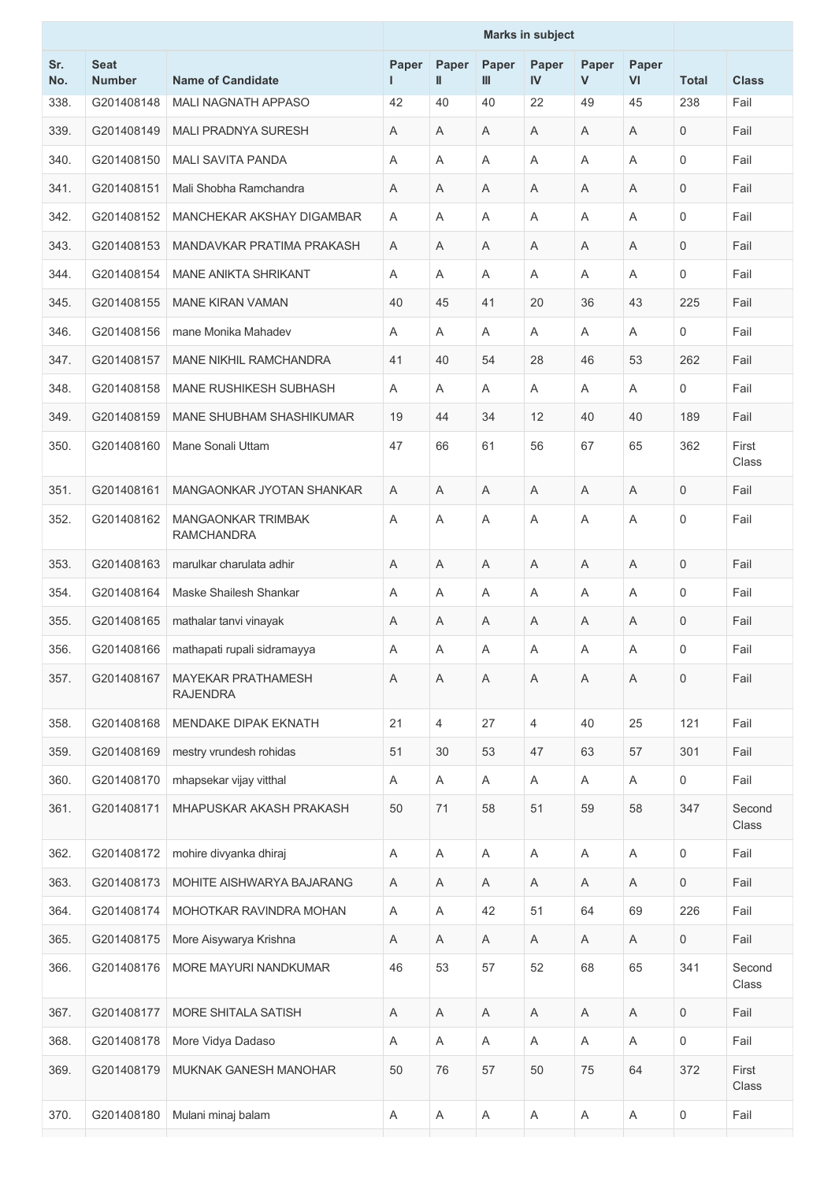| Sr. No. | Seat Number | Name of Candidate | Marks in subject | | | | | | Total | Class |
|---|---|---|---|---|---|---|---|---|---|---|
| | | | Paper I | Paper II | Paper III | Paper IV | Paper V | Paper VI | | |
| 338. | G201408148 | MALI NAGNATH APPASO | 42 | 40 | 40 | 22 | 49 | 45 | 238 | Fail |
| 339. | G201408149 | MALI PRADNYA SURESH | A | A | A | A | A | A | 0 | Fail |
| 340. | G201408150 | MALI SAVITA PANDA | A | A | A | A | A | A | 0 | Fail |
| 341. | G201408151 | Mali Shobha Ramchandra | A | A | A | A | A | A | 0 | Fail |
| 342. | G201408152 | MANCHEKAR AKSHAY DIGAMBAR | A | A | A | A | A | A | 0 | Fail |
| 343. | G201408153 | MANDAVKAR PRATIMA PRAKASH | A | A | A | A | A | A | 0 | Fail |
| 344. | G201408154 | MANE ANIKTA SHRIKANT | A | A | A | A | A | A | 0 | Fail |
| 345. | G201408155 | MANE KIRAN VAMAN | 40 | 45 | 41 | 20 | 36 | 43 | 225 | Fail |
| 346. | G201408156 | mane Monika Mahadev | A | A | A | A | A | A | 0 | Fail |
| 347. | G201408157 | MANE NIKHIL RAMCHANDRA | 41 | 40 | 54 | 28 | 46 | 53 | 262 | Fail |
| 348. | G201408158 | MANE RUSHIKESH SUBHASH | A | A | A | A | A | A | 0 | Fail |
| 349. | G201408159 | MANE SHUBHAM SHASHIKUMAR | 19 | 44 | 34 | 12 | 40 | 40 | 189 | Fail |
| 350. | G201408160 | Mane Sonali Uttam | 47 | 66 | 61 | 56 | 67 | 65 | 362 | First Class |
| 351. | G201408161 | MANGAONKAR JYOTAN SHANKAR | A | A | A | A | A | A | 0 | Fail |
| 352. | G201408162 | MANGAONKAR TRIMBAK RAMCHANDRA | A | A | A | A | A | A | 0 | Fail |
| 353. | G201408163 | marulkar charulata adhir | A | A | A | A | A | A | 0 | Fail |
| 354. | G201408164 | Maske Shailesh Shankar | A | A | A | A | A | A | 0 | Fail |
| 355. | G201408165 | mathalar tanvi vinayak | A | A | A | A | A | A | 0 | Fail |
| 356. | G201408166 | mathapati rupali sidramayya | A | A | A | A | A | A | 0 | Fail |
| 357. | G201408167 | MAYEKAR PRATHAMESH RAJENDRA | A | A | A | A | A | A | 0 | Fail |
| 358. | G201408168 | MENDAKE DIPAK EKNATH | 21 | 4 | 27 | 4 | 40 | 25 | 121 | Fail |
| 359. | G201408169 | mestry vrundesh rohidas | 51 | 30 | 53 | 47 | 63 | 57 | 301 | Fail |
| 360. | G201408170 | mhapsekar vijay vitthal | A | A | A | A | A | A | 0 | Fail |
| 361. | G201408171 | MHAPUSKAR AKASH PRAKASH | 50 | 71 | 58 | 51 | 59 | 58 | 347 | Second Class |
| 362. | G201408172 | mohire divyanka dhiraj | A | A | A | A | A | A | 0 | Fail |
| 363. | G201408173 | MOHITE AISHWARYA BAJARANG | A | A | A | A | A | A | 0 | Fail |
| 364. | G201408174 | MOHOTKAR RAVINDRA MOHAN | A | A | 42 | 51 | 64 | 69 | 226 | Fail |
| 365. | G201408175 | More Aisywarya Krishna | A | A | A | A | A | A | 0 | Fail |
| 366. | G201408176 | MORE MAYURI NANDKUMAR | 46 | 53 | 57 | 52 | 68 | 65 | 341 | Second Class |
| 367. | G201408177 | MORE SHITALA SATISH | A | A | A | A | A | A | 0 | Fail |
| 368. | G201408178 | More Vidya Dadaso | A | A | A | A | A | A | 0 | Fail |
| 369. | G201408179 | MUKNAK GANESH MANOHAR | 50 | 76 | 57 | 50 | 75 | 64 | 372 | First Class |
| 370. | G201408180 | Mulani minaj balam | A | A | A | A | A | A | 0 | Fail |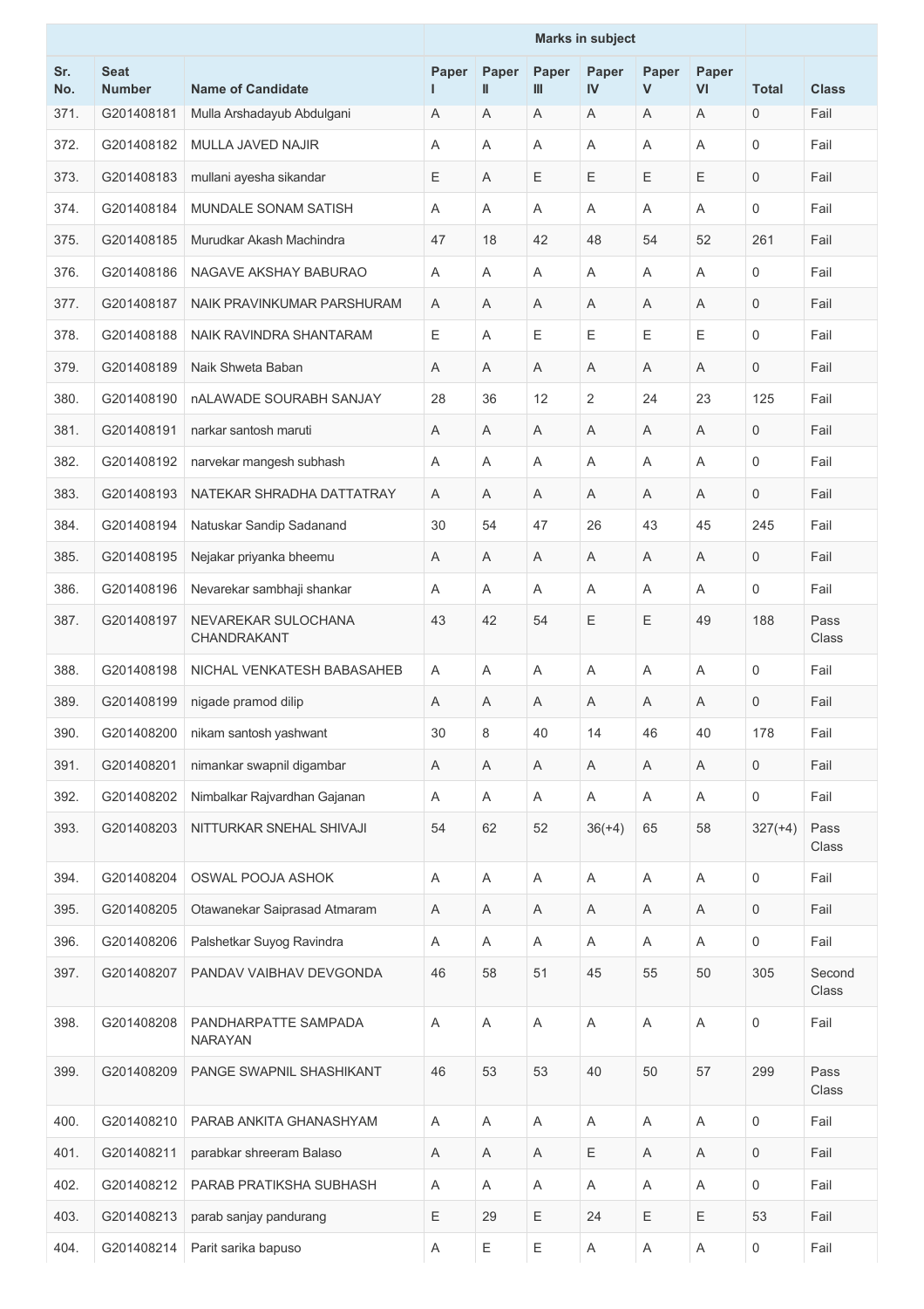| Sr. No. | Seat Number | Name of Candidate | Marks in subject | | | | | | Total | Class |
|---|---|---|---|---|---|---|---|---|---|---|
| | | | Paper I | Paper II | Paper III | Paper IV | Paper V | Paper VI | | |
| 371. | G201408181 | Mulla Arshadayub Abdulgani | A | A | A | A | A | A | 0 | Fail |
| 372. | G201408182 | MULLA JAVED NAJIR | A | A | A | A | A | A | 0 | Fail |
| 373. | G201408183 | mullani ayesha sikandar | E | A | E | E | E | E | 0 | Fail |
| 374. | G201408184 | MUNDALE SONAM SATISH | A | A | A | A | A | A | 0 | Fail |
| 375. | G201408185 | Murudkar Akash Machindra | 47 | 18 | 42 | 48 | 54 | 52 | 261 | Fail |
| 376. | G201408186 | NAGAVE AKSHAY BABURAO | A | A | A | A | A | A | 0 | Fail |
| 377. | G201408187 | NAIK PRAVINKUMAR PARSHURAM | A | A | A | A | A | A | 0 | Fail |
| 378. | G201408188 | NAIK RAVINDRA SHANTARAM | E | A | E | E | E | E | 0 | Fail |
| 379. | G201408189 | Naik Shweta Baban | A | A | A | A | A | A | 0 | Fail |
| 380. | G201408190 | nALAWADE SOURABH SANJAY | 28 | 36 | 12 | 2 | 24 | 23 | 125 | Fail |
| 381. | G201408191 | narkar santosh maruti | A | A | A | A | A | A | 0 | Fail |
| 382. | G201408192 | narvekar mangesh subhash | A | A | A | A | A | A | 0 | Fail |
| 383. | G201408193 | NATEKAR SHRADHA DATTATRAY | A | A | A | A | A | A | 0 | Fail |
| 384. | G201408194 | Natuskar Sandip Sadanand | 30 | 54 | 47 | 26 | 43 | 45 | 245 | Fail |
| 385. | G201408195 | Nejakar priyanka bheemu | A | A | A | A | A | A | 0 | Fail |
| 386. | G201408196 | Nevarekar sambhaji shankar | A | A | A | A | A | A | 0 | Fail |
| 387. | G201408197 | NEVAREKAR SULOCHANA CHANDRAKANT | 43 | 42 | 54 | E | E | 49 | 188 | Pass Class |
| 388. | G201408198 | NICHAL VENKATESH BABASAHEB | A | A | A | A | A | A | 0 | Fail |
| 389. | G201408199 | nigade pramod dilip | A | A | A | A | A | A | 0 | Fail |
| 390. | G201408200 | nikam santosh yashwant | 30 | 8 | 40 | 14 | 46 | 40 | 178 | Fail |
| 391. | G201408201 | nimankar swapnil digambar | A | A | A | A | A | A | 0 | Fail |
| 392. | G201408202 | Nimbalkar Rajvardhan Gajanan | A | A | A | A | A | A | 0 | Fail |
| 393. | G201408203 | NITTURKAR SNEHAL SHIVAJI | 54 | 62 | 52 | 36(+4) | 65 | 58 | 327(+4) | Pass Class |
| 394. | G201408204 | OSWAL POOJA ASHOK | A | A | A | A | A | A | 0 | Fail |
| 395. | G201408205 | Otawanekar Saiprasad Atmaram | A | A | A | A | A | A | 0 | Fail |
| 396. | G201408206 | Palshetkar Suyog Ravindra | A | A | A | A | A | A | 0 | Fail |
| 397. | G201408207 | PANDAV VAIBHAV DEVGONDA | 46 | 58 | 51 | 45 | 55 | 50 | 305 | Second Class |
| 398. | G201408208 | PANDHARPATTE SAMPADA NARAYAN | A | A | A | A | A | A | 0 | Fail |
| 399. | G201408209 | PANGE SWAPNIL SHASHIKANT | 46 | 53 | 53 | 40 | 50 | 57 | 299 | Pass Class |
| 400. | G201408210 | PARAB ANKITA GHANASHYAM | A | A | A | A | A | A | 0 | Fail |
| 401. | G201408211 | parabkar shreeram Balaso | A | A | A | E | A | A | 0 | Fail |
| 402. | G201408212 | PARAB PRATIKSHA SUBHASH | A | A | A | A | A | A | 0 | Fail |
| 403. | G201408213 | parab sanjay pandurang | E | 29 | E | 24 | E | E | 53 | Fail |
| 404. | G201408214 | Parit sarika bapuso | A | E | E | A | A | A | 0 | Fail |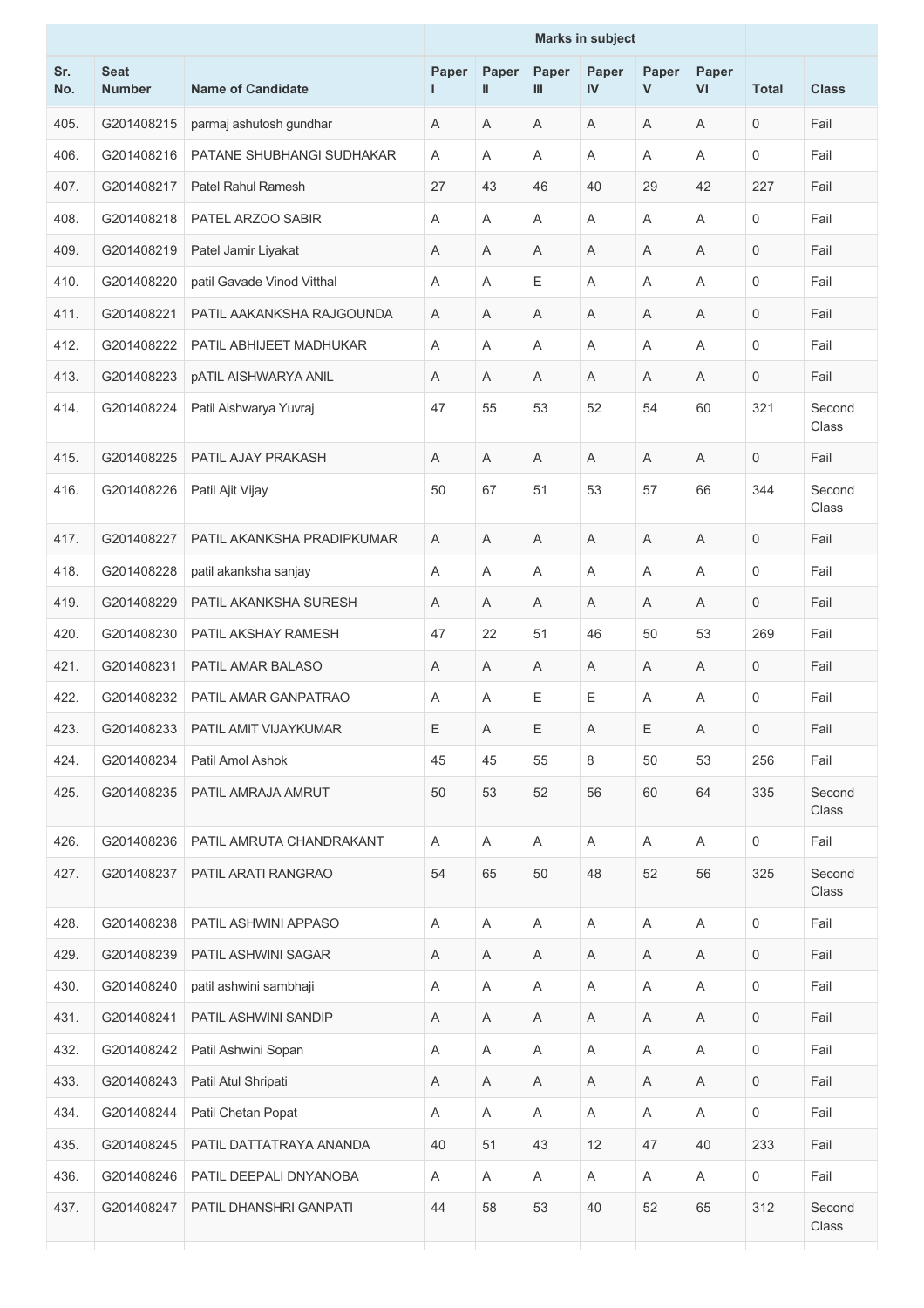| Sr. No. | Seat Number | Name of Candidate | Marks in subject | | | | | | Total | Class |
|---|---|---|---|---|---|---|---|---|---|---|
| | | | Paper I | Paper II | Paper III | Paper IV | Paper V | Paper VI | | |
| 405. | G201408215 | parmaj ashutosh gundhar | A | A | A | A | A | A | 0 | Fail |
| 406. | G201408216 | PATANE SHUBHANGI SUDHAKAR | A | A | A | A | A | A | 0 | Fail |
| 407. | G201408217 | Patel Rahul Ramesh | 27 | 43 | 46 | 40 | 29 | 42 | 227 | Fail |
| 408. | G201408218 | PATEL ARZOO SABIR | A | A | A | A | A | A | 0 | Fail |
| 409. | G201408219 | Patel Jamir Liyakat | A | A | A | A | A | A | 0 | Fail |
| 410. | G201408220 | patil Gavade Vinod Vitthal | A | A | E | A | A | A | 0 | Fail |
| 411. | G201408221 | PATIL AAKANKSHA RAJGOUNDA | A | A | A | A | A | A | 0 | Fail |
| 412. | G201408222 | PATIL ABHIJEET MADHUKAR | A | A | A | A | A | A | 0 | Fail |
| 413. | G201408223 | pATIL AISHWARYA ANIL | A | A | A | A | A | A | 0 | Fail |
| 414. | G201408224 | Patil Aishwarya Yuvraj | 47 | 55 | 53 | 52 | 54 | 60 | 321 | Second Class |
| 415. | G201408225 | PATIL AJAY PRAKASH | A | A | A | A | A | A | 0 | Fail |
| 416. | G201408226 | Patil Ajit Vijay | 50 | 67 | 51 | 53 | 57 | 66 | 344 | Second Class |
| 417. | G201408227 | PATIL AKANKSHA PRADIPKUMAR | A | A | A | A | A | A | 0 | Fail |
| 418. | G201408228 | patil akanksha sanjay | A | A | A | A | A | A | 0 | Fail |
| 419. | G201408229 | PATIL AKANKSHA SURESH | A | A | A | A | A | A | 0 | Fail |
| 420. | G201408230 | PATIL AKSHAY RAMESH | 47 | 22 | 51 | 46 | 50 | 53 | 269 | Fail |
| 421. | G201408231 | PATIL AMAR BALASO | A | A | A | A | A | A | 0 | Fail |
| 422. | G201408232 | PATIL AMAR GANPATRAO | A | A | E | E | A | A | 0 | Fail |
| 423. | G201408233 | PATIL AMIT VIJAYKUMAR | E | A | E | A | E | A | 0 | Fail |
| 424. | G201408234 | Patil Amol Ashok | 45 | 45 | 55 | 8 | 50 | 53 | 256 | Fail |
| 425. | G201408235 | PATIL AMRAJA AMRUT | 50 | 53 | 52 | 56 | 60 | 64 | 335 | Second Class |
| 426. | G201408236 | PATIL AMRUTA CHANDRAKANT | A | A | A | A | A | A | 0 | Fail |
| 427. | G201408237 | PATIL ARATI RANGRAO | 54 | 65 | 50 | 48 | 52 | 56 | 325 | Second Class |
| 428. | G201408238 | PATIL ASHWINI APPASO | A | A | A | A | A | A | 0 | Fail |
| 429. | G201408239 | PATIL ASHWINI SAGAR | A | A | A | A | A | A | 0 | Fail |
| 430. | G201408240 | patil ashwini sambhaji | A | A | A | A | A | A | 0 | Fail |
| 431. | G201408241 | PATIL ASHWINI SANDIP | A | A | A | A | A | A | 0 | Fail |
| 432. | G201408242 | Patil Ashwini Sopan | A | A | A | A | A | A | 0 | Fail |
| 433. | G201408243 | Patil Atul Shripati | A | A | A | A | A | A | 0 | Fail |
| 434. | G201408244 | Patil Chetan Popat | A | A | A | A | A | A | 0 | Fail |
| 435. | G201408245 | PATIL DATTATRAYA ANANDA | 40 | 51 | 43 | 12 | 47 | 40 | 233 | Fail |
| 436. | G201408246 | PATIL DEEPALI DNYANOBA | A | A | A | A | A | A | 0 | Fail |
| 437. | G201408247 | PATIL DHANSHRI GANPATI | 44 | 58 | 53 | 40 | 52 | 65 | 312 | Second Class |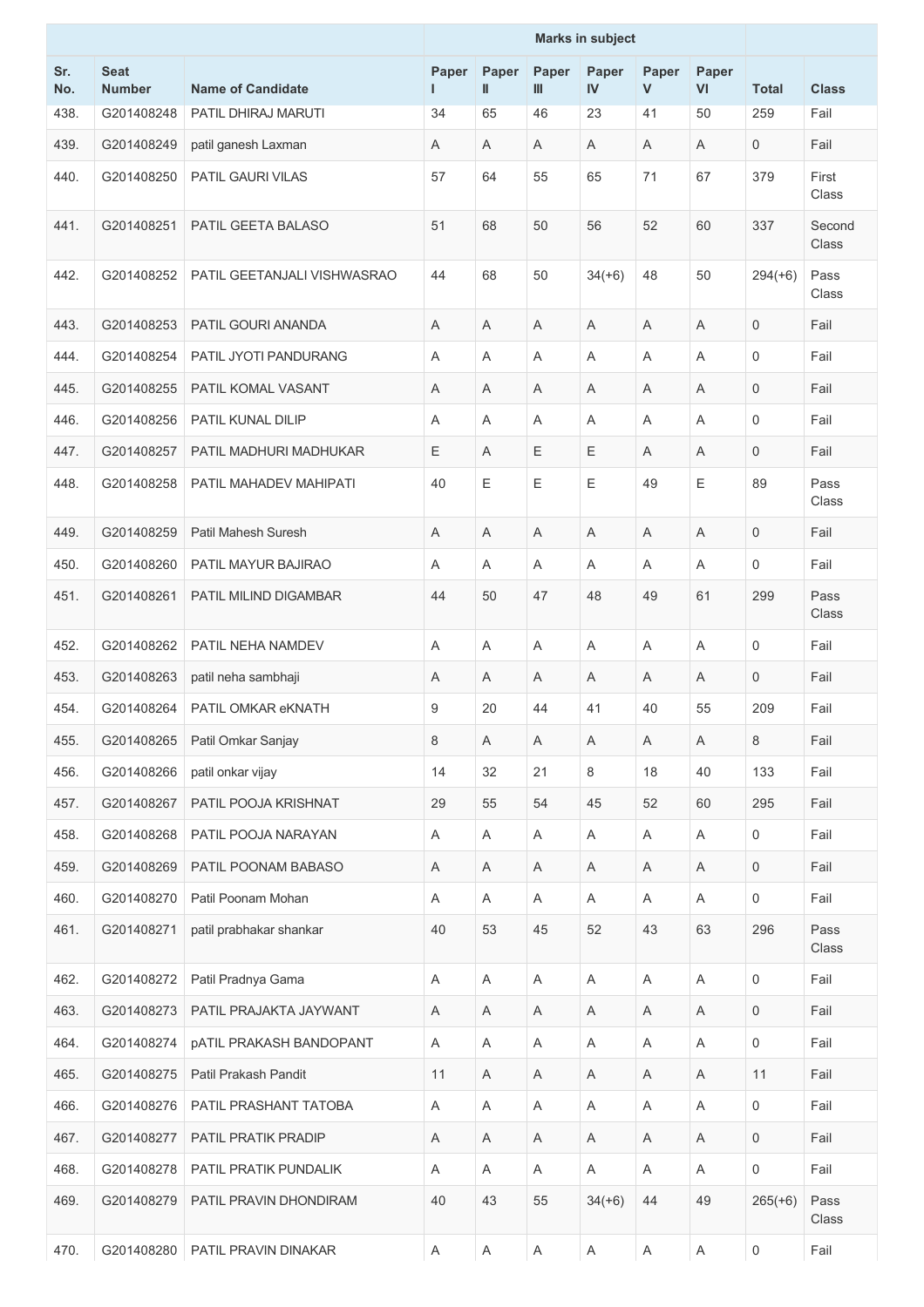| Sr. No. | Seat Number | Name of Candidate | Marks in subject | | | | | | Total | Class |
|---|---|---|---|---|---|---|---|---|---|---|
| | | | Paper I | Paper II | Paper III | Paper IV | Paper V | Paper VI | | |
| 438. | G201408248 | PATIL DHIRAJ MARUTI | 34 | 65 | 46 | 23 | 41 | 50 | 259 | Fail |
| 439. | G201408249 | patil ganesh Laxman | A | A | A | A | A | A | 0 | Fail |
| 440. | G201408250 | PATIL GAURI VILAS | 57 | 64 | 55 | 65 | 71 | 67 | 379 | First Class |
| 441. | G201408251 | PATIL GEETA BALASO | 51 | 68 | 50 | 56 | 52 | 60 | 337 | Second Class |
| 442. | G201408252 | PATIL GEETANJALI VISHWASRAO | 44 | 68 | 50 | 34(+6) | 48 | 50 | 294(+6) | Pass Class |
| 443. | G201408253 | PATIL GOURI ANANDA | A | A | A | A | A | A | 0 | Fail |
| 444. | G201408254 | PATIL JYOTI PANDURANG | A | A | A | A | A | A | 0 | Fail |
| 445. | G201408255 | PATIL KOMAL VASANT | A | A | A | A | A | A | 0 | Fail |
| 446. | G201408256 | PATIL KUNAL DILIP | A | A | A | A | A | A | 0 | Fail |
| 447. | G201408257 | PATIL MADHURI MADHUKAR | E | A | E | E | A | A | 0 | Fail |
| 448. | G201408258 | PATIL MAHADEV MAHIPATI | 40 | E | E | E | 49 | E | 89 | Pass Class |
| 449. | G201408259 | Patil Mahesh Suresh | A | A | A | A | A | A | 0 | Fail |
| 450. | G201408260 | PATIL MAYUR BAJIRAO | A | A | A | A | A | A | 0 | Fail |
| 451. | G201408261 | PATIL MILIND DIGAMBAR | 44 | 50 | 47 | 48 | 49 | 61 | 299 | Pass Class |
| 452. | G201408262 | PATIL NEHA NAMDEV | A | A | A | A | A | A | 0 | Fail |
| 453. | G201408263 | patil neha sambhaji | A | A | A | A | A | A | 0 | Fail |
| 454. | G201408264 | PATIL OMKAR eKNATH | 9 | 20 | 44 | 41 | 40 | 55 | 209 | Fail |
| 455. | G201408265 | Patil Omkar Sanjay | 8 | A | A | A | A | A | 8 | Fail |
| 456. | G201408266 | patil onkar vijay | 14 | 32 | 21 | 8 | 18 | 40 | 133 | Fail |
| 457. | G201408267 | PATIL POOJA KRISHNAT | 29 | 55 | 54 | 45 | 52 | 60 | 295 | Fail |
| 458. | G201408268 | PATIL POOJA NARAYAN | A | A | A | A | A | A | 0 | Fail |
| 459. | G201408269 | PATIL POONAM BABASO | A | A | A | A | A | A | 0 | Fail |
| 460. | G201408270 | Patil Poonam Mohan | A | A | A | A | A | A | 0 | Fail |
| 461. | G201408271 | patil prabhakar shankar | 40 | 53 | 45 | 52 | 43 | 63 | 296 | Pass Class |
| 462. | G201408272 | Patil Pradnya Gama | A | A | A | A | A | A | 0 | Fail |
| 463. | G201408273 | PATIL PRAJAKTA JAYWANT | A | A | A | A | A | A | 0 | Fail |
| 464. | G201408274 | pATIL PRAKASH BANDOPANT | A | A | A | A | A | A | 0 | Fail |
| 465. | G201408275 | Patil Prakash Pandit | 11 | A | A | A | A | A | 11 | Fail |
| 466. | G201408276 | PATIL PRASHANT TATOBA | A | A | A | A | A | A | 0 | Fail |
| 467. | G201408277 | PATIL PRATIK PRADIP | A | A | A | A | A | A | 0 | Fail |
| 468. | G201408278 | PATIL PRATIK PUNDALIK | A | A | A | A | A | A | 0 | Fail |
| 469. | G201408279 | PATIL PRAVIN DHONDIRAM | 40 | 43 | 55 | 34(+6) | 44 | 49 | 265(+6) | Pass Class |
| 470. | G201408280 | PATIL PRAVIN DINAKAR | A | A | A | A | A | A | 0 | Fail |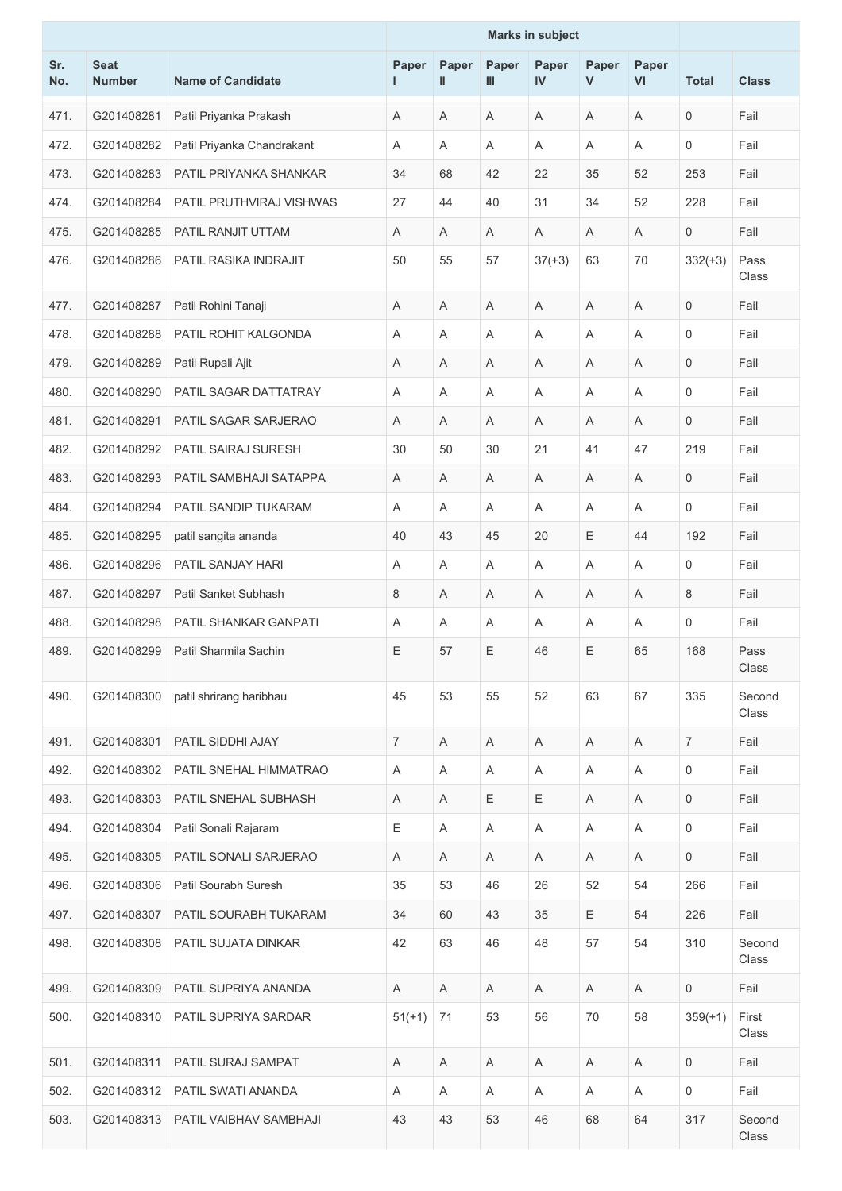| Sr. No. | Seat Number | Name of Candidate | Marks in subject | | | | | | Total | Class |
|---|---|---|---|---|---|---|---|---|---|---|
| | | | Paper I | Paper II | Paper III | Paper IV | Paper V | Paper VI | | |
| 471. | G201408281 | Patil Priyanka Prakash | A | A | A | A | A | A | 0 | Fail |
| 472. | G201408282 | Patil Priyanka Chandrakant | A | A | A | A | A | A | 0 | Fail |
| 473. | G201408283 | PATIL PRIYANKA SHANKAR | 34 | 68 | 42 | 22 | 35 | 52 | 253 | Fail |
| 474. | G201408284 | PATIL PRUTHVIRAJ VISHWAS | 27 | 44 | 40 | 31 | 34 | 52 | 228 | Fail |
| 475. | G201408285 | PATIL RANJIT UTTAM | A | A | A | A | A | A | 0 | Fail |
| 476. | G201408286 | PATIL RASIKA INDRAJIT | 50 | 55 | 57 | 37(+3) | 63 | 70 | 332(+3) | Pass Class |
| 477. | G201408287 | Patil Rohini Tanaji | A | A | A | A | A | A | 0 | Fail |
| 478. | G201408288 | PATIL ROHIT KALGONDA | A | A | A | A | A | A | 0 | Fail |
| 479. | G201408289 | Patil Rupali Ajit | A | A | A | A | A | A | 0 | Fail |
| 480. | G201408290 | PATIL SAGAR DATTATRAY | A | A | A | A | A | A | 0 | Fail |
| 481. | G201408291 | PATIL SAGAR SARJERAO | A | A | A | A | A | A | 0 | Fail |
| 482. | G201408292 | PATIL SAIRAJ SURESH | 30 | 50 | 30 | 21 | 41 | 47 | 219 | Fail |
| 483. | G201408293 | PATIL SAMBHAJI SATAPPA | A | A | A | A | A | A | 0 | Fail |
| 484. | G201408294 | PATIL SANDIP TUKARAM | A | A | A | A | A | A | 0 | Fail |
| 485. | G201408295 | patil sangita ananda | 40 | 43 | 45 | 20 | E | 44 | 192 | Fail |
| 486. | G201408296 | PATIL SANJAY HARI | A | A | A | A | A | A | 0 | Fail |
| 487. | G201408297 | Patil Sanket Subhash | 8 | A | A | A | A | A | 8 | Fail |
| 488. | G201408298 | PATIL SHANKAR GANPATI | A | A | A | A | A | A | 0 | Fail |
| 489. | G201408299 | Patil Sharmila Sachin | E | 57 | E | 46 | E | 65 | 168 | Pass Class |
| 490. | G201408300 | patil shrirang haribhau | 45 | 53 | 55 | 52 | 63 | 67 | 335 | Second Class |
| 491. | G201408301 | PATIL SIDDHI AJAY | 7 | A | A | A | A | A | 7 | Fail |
| 492. | G201408302 | PATIL SNEHAL HIMMATRAO | A | A | A | A | A | A | 0 | Fail |
| 493. | G201408303 | PATIL SNEHAL SUBHASH | A | A | E | E | A | A | 0 | Fail |
| 494. | G201408304 | Patil Sonali Rajaram | E | A | A | A | A | A | 0 | Fail |
| 495. | G201408305 | PATIL SONALI SARJERAO | A | A | A | A | A | A | 0 | Fail |
| 496. | G201408306 | Patil Sourabh Suresh | 35 | 53 | 46 | 26 | 52 | 54 | 266 | Fail |
| 497. | G201408307 | PATIL SOURABH TUKARAM | 34 | 60 | 43 | 35 | E | 54 | 226 | Fail |
| 498. | G201408308 | PATIL SUJATA DINKAR | 42 | 63 | 46 | 48 | 57 | 54 | 310 | Second Class |
| 499. | G201408309 | PATIL SUPRIYA ANANDA | A | A | A | A | A | A | 0 | Fail |
| 500. | G201408310 | PATIL SUPRIYA SARDAR | 51(+1) | 71 | 53 | 56 | 70 | 58 | 359(+1) | First Class |
| 501. | G201408311 | PATIL SURAJ SAMPAT | A | A | A | A | A | A | 0 | Fail |
| 502. | G201408312 | PATIL SWATI ANANDA | A | A | A | A | A | A | 0 | Fail |
| 503. | G201408313 | PATIL VAIBHAV SAMBHAJI | 43 | 43 | 53 | 46 | 68 | 64 | 317 | Second Class |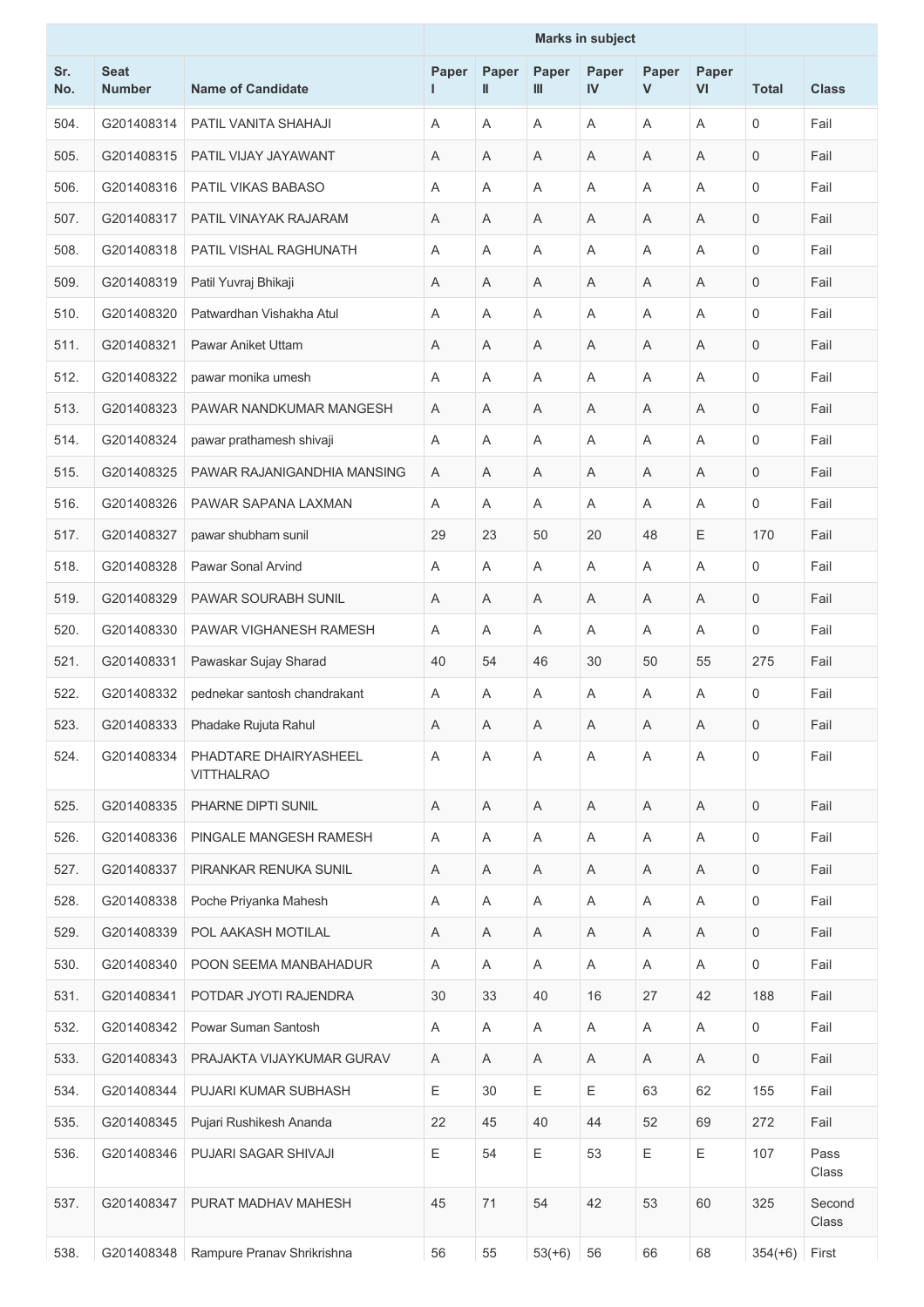| Sr. No. | Seat Number | Name of Candidate | Marks in subject | | | | | | Total | Class |
|---|---|---|---|---|---|---|---|---|---|---|
| | | | Paper I | Paper II | Paper III | Paper IV | Paper V | Paper VI | | |
| 504. | G201408314 | PATIL VANITA SHAHAJI | A | A | A | A | A | A | 0 | Fail |
| 505. | G201408315 | PATIL VIJAY JAYAWANT | A | A | A | A | A | A | 0 | Fail |
| 506. | G201408316 | PATIL VIKAS BABASO | A | A | A | A | A | A | 0 | Fail |
| 507. | G201408317 | PATIL VINAYAK RAJARAM | A | A | A | A | A | A | 0 | Fail |
| 508. | G201408318 | PATIL VISHAL RAGHUNATH | A | A | A | A | A | A | 0 | Fail |
| 509. | G201408319 | Patil Yuvraj Bhikaji | A | A | A | A | A | A | 0 | Fail |
| 510. | G201408320 | Patwardhan Vishakha Atul | A | A | A | A | A | A | 0 | Fail |
| 511. | G201408321 | Pawar Aniket Uttam | A | A | A | A | A | A | 0 | Fail |
| 512. | G201408322 | pawar monika umesh | A | A | A | A | A | A | 0 | Fail |
| 513. | G201408323 | PAWAR NANDKUMAR MANGESH | A | A | A | A | A | A | 0 | Fail |
| 514. | G201408324 | pawar prathamesh shivaji | A | A | A | A | A | A | 0 | Fail |
| 515. | G201408325 | PAWAR RAJANIGANDHIA MANSING | A | A | A | A | A | A | 0 | Fail |
| 516. | G201408326 | PAWAR SAPANA LAXMAN | A | A | A | A | A | A | 0 | Fail |
| 517. | G201408327 | pawar shubham sunil | 29 | 23 | 50 | 20 | 48 | E | 170 | Fail |
| 518. | G201408328 | Pawar Sonal Arvind | A | A | A | A | A | A | 0 | Fail |
| 519. | G201408329 | PAWAR SOURABH SUNIL | A | A | A | A | A | A | 0 | Fail |
| 520. | G201408330 | PAWAR VIGHANESH RAMESH | A | A | A | A | A | A | 0 | Fail |
| 521. | G201408331 | Pawaskar Sujay Sharad | 40 | 54 | 46 | 30 | 50 | 55 | 275 | Fail |
| 522. | G201408332 | pednekar santosh chandrakant | A | A | A | A | A | A | 0 | Fail |
| 523. | G201408333 | Phadake Rujuta Rahul | A | A | A | A | A | A | 0 | Fail |
| 524. | G201408334 | PHADTARE DHAIRYASHEEL VITTHALRAO | A | A | A | A | A | A | 0 | Fail |
| 525. | G201408335 | PHARNE DIPTI SUNIL | A | A | A | A | A | A | 0 | Fail |
| 526. | G201408336 | PINGALE MANGESH RAMESH | A | A | A | A | A | A | 0 | Fail |
| 527. | G201408337 | PIRANKAR RENUKA SUNIL | A | A | A | A | A | A | 0 | Fail |
| 528. | G201408338 | Poche Priyanka Mahesh | A | A | A | A | A | A | 0 | Fail |
| 529. | G201408339 | POL AAKASH MOTILAL | A | A | A | A | A | A | 0 | Fail |
| 530. | G201408340 | POON SEEMA MANBAHADUR | A | A | A | A | A | A | 0 | Fail |
| 531. | G201408341 | POTDAR JYOTI RAJENDRA | 30 | 33 | 40 | 16 | 27 | 42 | 188 | Fail |
| 532. | G201408342 | Powar Suman Santosh | A | A | A | A | A | A | 0 | Fail |
| 533. | G201408343 | PRAJAKTA VIJAYKUMAR GURAV | A | A | A | A | A | A | 0 | Fail |
| 534. | G201408344 | PUJARI KUMAR SUBHASH | E | 30 | E | E | 63 | 62 | 155 | Fail |
| 535. | G201408345 | Pujari Rushikesh Ananda | 22 | 45 | 40 | 44 | 52 | 69 | 272 | Fail |
| 536. | G201408346 | PUJARI SAGAR SHIVAJI | E | 54 | E | 53 | E | E | 107 | Pass Class |
| 537. | G201408347 | PURAT MADHAV MAHESH | 45 | 71 | 54 | 42 | 53 | 60 | 325 | Second Class |
| 538. | G201408348 | Rampure Pranav Shrikrishna | 56 | 55 | 53(+6) | 56 | 66 | 68 | 354(+6) | First |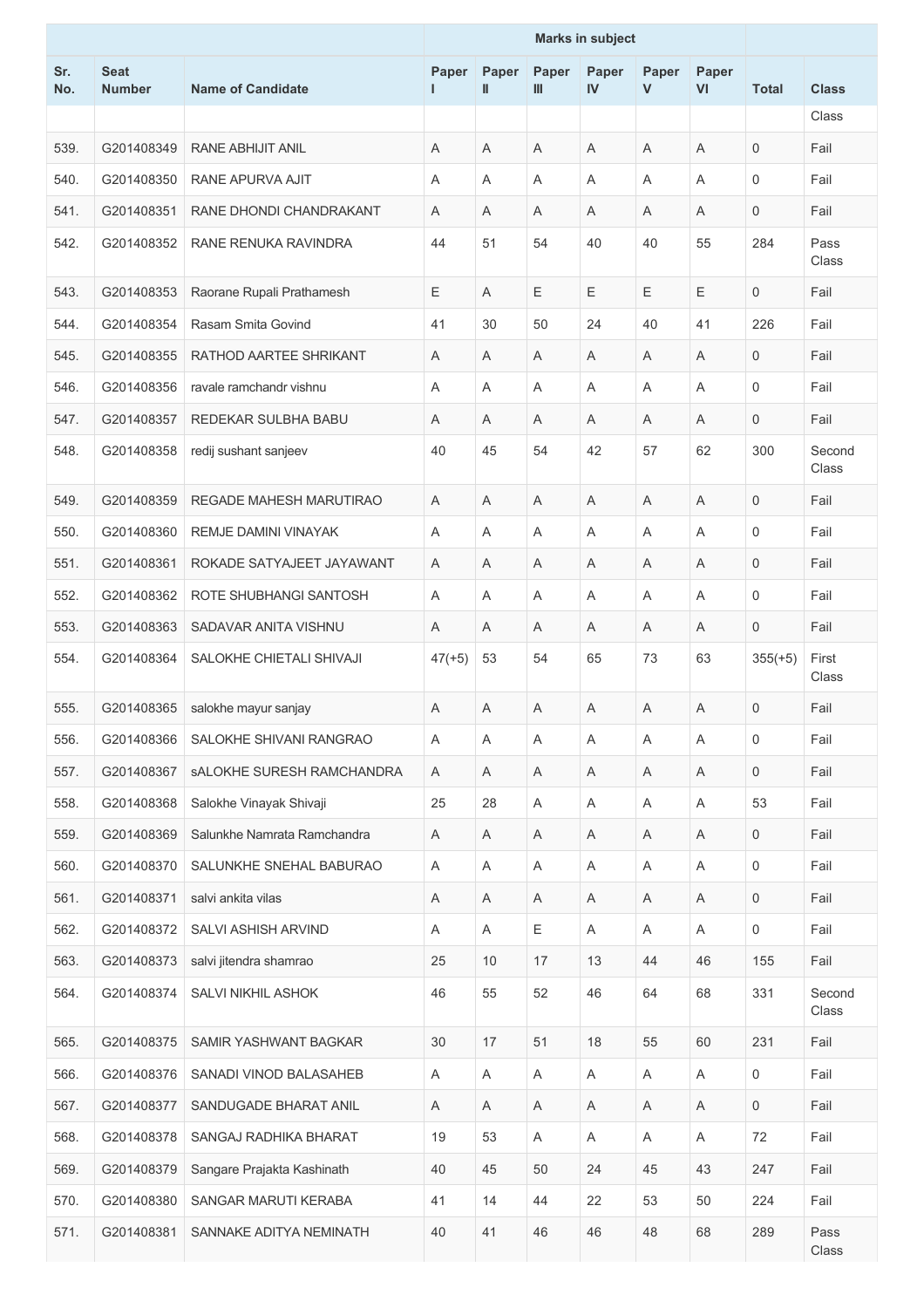| Sr. No. | Seat Number | Name of Candidate | Marks in subject | | | | | | Total | Class |
|---|---|---|---|---|---|---|---|---|---|---|
| | | | Paper I | Paper II | Paper III | Paper IV | Paper V | Paper VI | | |
| | | | | | | | | | | Class |
| 539. | G201408349 | RANE ABHIJIT ANIL | A | A | A | A | A | A | 0 | Fail |
| 540. | G201408350 | RANE APURVA AJIT | A | A | A | A | A | A | 0 | Fail |
| 541. | G201408351 | RANE DHONDI CHANDRAKANT | A | A | A | A | A | A | 0 | Fail |
| 542. | G201408352 | RANE RENUKA RAVINDRA | 44 | 51 | 54 | 40 | 40 | 55 | 284 | Pass Class |
| 543. | G201408353 | Raorane Rupali Prathamesh | E | A | E | E | E | E | 0 | Fail |
| 544. | G201408354 | Rasam Smita Govind | 41 | 30 | 50 | 24 | 40 | 41 | 226 | Fail |
| 545. | G201408355 | RATHOD AARTEE SHRIKANT | A | A | A | A | A | A | 0 | Fail |
| 546. | G201408356 | ravale ramchandr vishnu | A | A | A | A | A | A | 0 | Fail |
| 547. | G201408357 | REDEKAR SULBHA BABU | A | A | A | A | A | A | 0 | Fail |
| 548. | G201408358 | redij sushant sanjeev | 40 | 45 | 54 | 42 | 57 | 62 | 300 | Second Class |
| 549. | G201408359 | REGADE MAHESH MARUTIRAO | A | A | A | A | A | A | 0 | Fail |
| 550. | G201408360 | REMJE DAMINI VINAYAK | A | A | A | A | A | A | 0 | Fail |
| 551. | G201408361 | ROKADE SATYAJEET JAYAWANT | A | A | A | A | A | A | 0 | Fail |
| 552. | G201408362 | ROTE SHUBHANGI SANTOSH | A | A | A | A | A | A | 0 | Fail |
| 553. | G201408363 | SADAVAR ANITA VISHNU | A | A | A | A | A | A | 0 | Fail |
| 554. | G201408364 | SALOKHE CHIETALI SHIVAJI | 47(+5) | 53 | 54 | 65 | 73 | 63 | 355(+5) | First Class |
| 555. | G201408365 | salokhe mayur sanjay | A | A | A | A | A | A | 0 | Fail |
| 556. | G201408366 | SALOKHE SHIVANI RANGRAO | A | A | A | A | A | A | 0 | Fail |
| 557. | G201408367 | sALOKHE SURESH RAMCHANDRA | A | A | A | A | A | A | 0 | Fail |
| 558. | G201408368 | Salokhe Vinayak Shivaji | 25 | 28 | A | A | A | A | 53 | Fail |
| 559. | G201408369 | Salunkhe Namrata Ramchandra | A | A | A | A | A | A | 0 | Fail |
| 560. | G201408370 | SALUNKHE SNEHAL BABURAO | A | A | A | A | A | A | 0 | Fail |
| 561. | G201408371 | salvi ankita vilas | A | A | A | A | A | A | 0 | Fail |
| 562. | G201408372 | SALVI ASHISH ARVIND | A | A | E | A | A | A | 0 | Fail |
| 563. | G201408373 | salvi jitendra shamrao | 25 | 10 | 17 | 13 | 44 | 46 | 155 | Fail |
| 564. | G201408374 | SALVI NIKHIL ASHOK | 46 | 55 | 52 | 46 | 64 | 68 | 331 | Second Class |
| 565. | G201408375 | SAMIR YASHWANT BAGKAR | 30 | 17 | 51 | 18 | 55 | 60 | 231 | Fail |
| 566. | G201408376 | SANADI VINOD BALASAHEB | A | A | A | A | A | A | 0 | Fail |
| 567. | G201408377 | SANDUGADE BHARAT ANIL | A | A | A | A | A | A | 0 | Fail |
| 568. | G201408378 | SANGAJ RADHIKA BHARAT | 19 | 53 | A | A | A | A | 72 | Fail |
| 569. | G201408379 | Sangare Prajakta Kashinath | 40 | 45 | 50 | 24 | 45 | 43 | 247 | Fail |
| 570. | G201408380 | SANGAR MARUTI KERABA | 41 | 14 | 44 | 22 | 53 | 50 | 224 | Fail |
| 571. | G201408381 | SANNAKE ADITYA NEMINATH | 40 | 41 | 46 | 46 | 48 | 68 | 289 | Pass Class |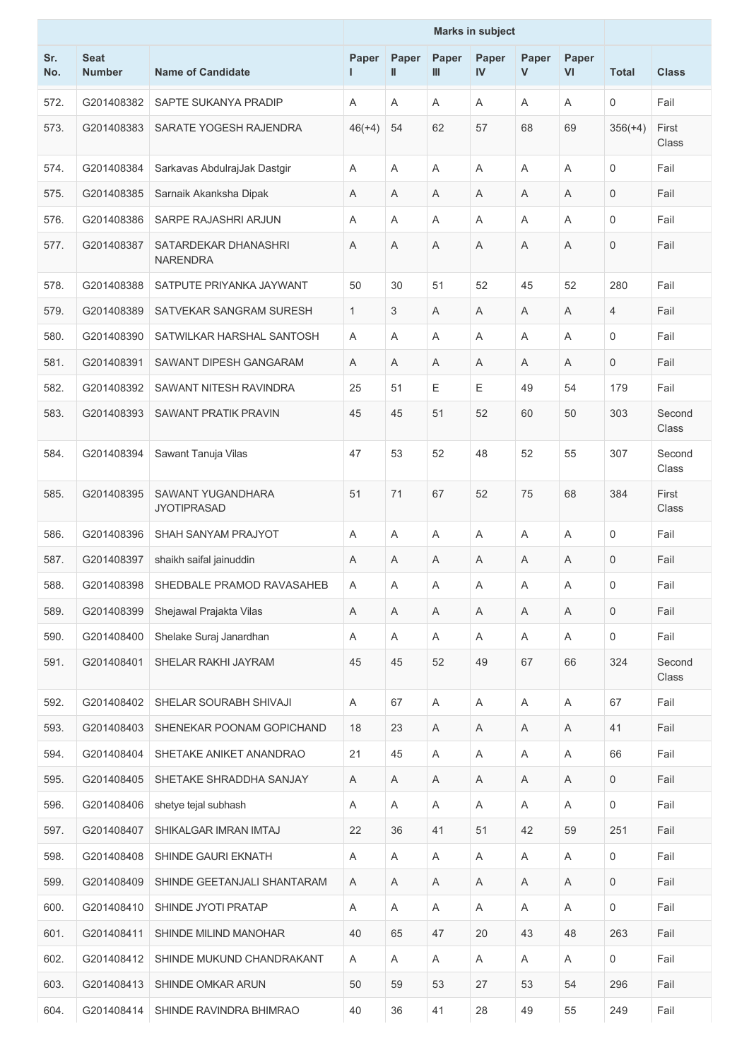| Sr. No. | Seat Number | Name of Candidate | Marks in subject | | | | | | Total | Class |
|---|---|---|---|---|---|---|---|---|---|---|
| | | | Paper I | Paper II | Paper III | Paper IV | Paper V | Paper VI | | |
| 572. | G201408382 | SAPTE SUKANYA PRADIP | A | A | A | A | A | A | 0 | Fail |
| 573. | G201408383 | SARATE YOGESH RAJENDRA | 46(+4) | 54 | 62 | 57 | 68 | 69 | 356(+4) | First Class |
| 574. | G201408384 | Sarkavas AbdulrajJak Dastgir | A | A | A | A | A | A | 0 | Fail |
| 575. | G201408385 | Sarnaik Akanksha Dipak | A | A | A | A | A | A | 0 | Fail |
| 576. | G201408386 | SARPE RAJASHRI ARJUN | A | A | A | A | A | A | 0 | Fail |
| 577. | G201408387 | SATARDEKAR DHANASHRI NARENDRA | A | A | A | A | A | A | 0 | Fail |
| 578. | G201408388 | SATPUTE PRIYANKA JAYWANT | 50 | 30 | 51 | 52 | 45 | 52 | 280 | Fail |
| 579. | G201408389 | SATVEKAR SANGRAM SURESH | 1 | 3 | A | A | A | A | 4 | Fail |
| 580. | G201408390 | SATWILKAR HARSHAL SANTOSH | A | A | A | A | A | A | 0 | Fail |
| 581. | G201408391 | SAWANT DIPESH GANGARAM | A | A | A | A | A | A | 0 | Fail |
| 582. | G201408392 | SAWANT NITESH RAVINDRA | 25 | 51 | E | E | 49 | 54 | 179 | Fail |
| 583. | G201408393 | SAWANT PRATIK PRAVIN | 45 | 45 | 51 | 52 | 60 | 50 | 303 | Second Class |
| 584. | G201408394 | Sawant Tanuja Vilas | 47 | 53 | 52 | 48 | 52 | 55 | 307 | Second Class |
| 585. | G201408395 | SAWANT YUGANDHARA JYOTIPRASAD | 51 | 71 | 67 | 52 | 75 | 68 | 384 | First Class |
| 586. | G201408396 | SHAH SANYAM PRAJYOT | A | A | A | A | A | A | 0 | Fail |
| 587. | G201408397 | shaikh saifal jainuddin | A | A | A | A | A | A | 0 | Fail |
| 588. | G201408398 | SHEDBALE PRAMOD RAVASAHEB | A | A | A | A | A | A | 0 | Fail |
| 589. | G201408399 | Shejawal Prajakta Vilas | A | A | A | A | A | A | 0 | Fail |
| 590. | G201408400 | Shelake Suraj Janardhan | A | A | A | A | A | A | 0 | Fail |
| 591. | G201408401 | SHELAR RAKHI JAYRAM | 45 | 45 | 52 | 49 | 67 | 66 | 324 | Second Class |
| 592. | G201408402 | SHELAR SOURABH SHIVAJI | A | 67 | A | A | A | A | 67 | Fail |
| 593. | G201408403 | SHENEKAR POONAM GOPICHAND | 18 | 23 | A | A | A | A | 41 | Fail |
| 594. | G201408404 | SHETAKE ANIKET ANANDRAO | 21 | 45 | A | A | A | A | 66 | Fail |
| 595. | G201408405 | SHETAKE SHRADDHA SANJAY | A | A | A | A | A | A | 0 | Fail |
| 596. | G201408406 | shetye tejal subhash | A | A | A | A | A | A | 0 | Fail |
| 597. | G201408407 | SHIKALGAR IMRAN IMTAJ | 22 | 36 | 41 | 51 | 42 | 59 | 251 | Fail |
| 598. | G201408408 | SHINDE GAURI EKNATH | A | A | A | A | A | A | 0 | Fail |
| 599. | G201408409 | SHINDE GEETANJALI SHANTARAM | A | A | A | A | A | A | 0 | Fail |
| 600. | G201408410 | SHINDE JYOTI PRATAP | A | A | A | A | A | A | 0 | Fail |
| 601. | G201408411 | SHINDE MILIND MANOHAR | 40 | 65 | 47 | 20 | 43 | 48 | 263 | Fail |
| 602. | G201408412 | SHINDE MUKUND CHANDRAKANT | A | A | A | A | A | A | 0 | Fail |
| 603. | G201408413 | SHINDE OMKAR ARUN | 50 | 59 | 53 | 27 | 53 | 54 | 296 | Fail |
| 604. | G201408414 | SHINDE RAVINDRA BHIMRAO | 40 | 36 | 41 | 28 | 49 | 55 | 249 | Fail |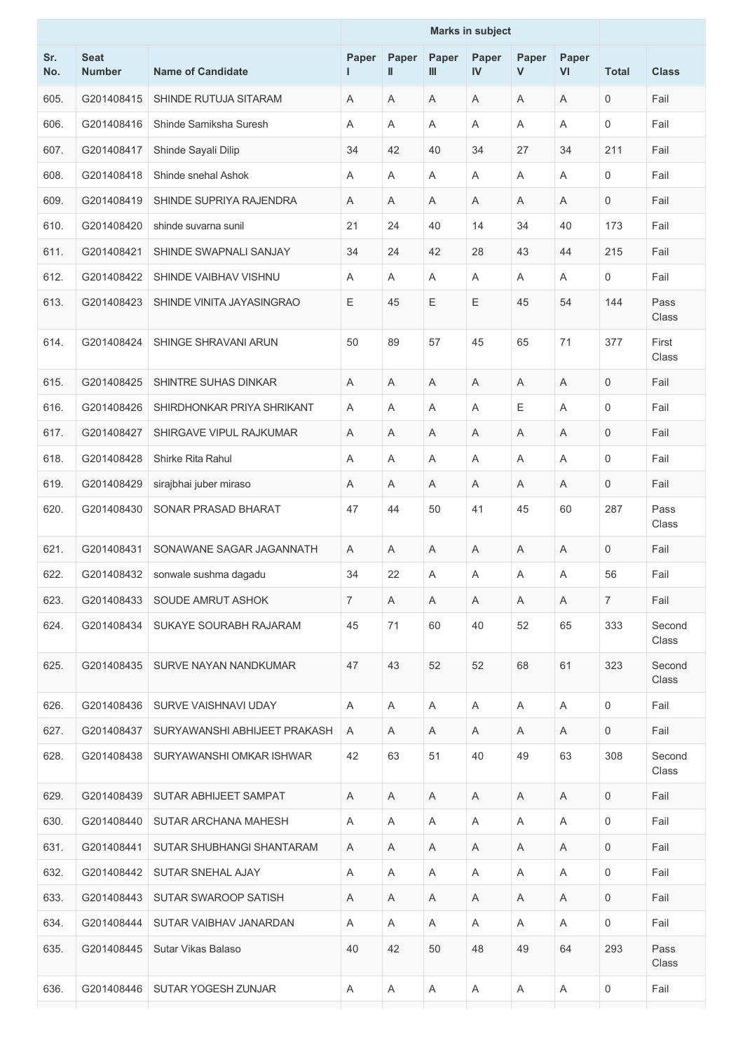| Sr. No. | Seat Number | Name of Candidate | Marks in subject | | | | | | Total | Class |
|---|---|---|---|---|---|---|---|---|---|---|
| | | | Paper I | Paper II | Paper III | Paper IV | Paper V | Paper VI | | |
| 605. | G201408415 | SHINDE RUTUJA SITARAM | A | A | A | A | A | A | 0 | Fail |
| 606. | G201408416 | Shinde Samiksha Suresh | A | A | A | A | A | A | 0 | Fail |
| 607. | G201408417 | Shinde Sayali Dilip | 34 | 42 | 40 | 34 | 27 | 34 | 211 | Fail |
| 608. | G201408418 | Shinde snehal Ashok | A | A | A | A | A | A | 0 | Fail |
| 609. | G201408419 | SHINDE SUPRIYA RAJENDRA | A | A | A | A | A | A | 0 | Fail |
| 610. | G201408420 | shinde suvarna sunil | 21 | 24 | 40 | 14 | 34 | 40 | 173 | Fail |
| 611. | G201408421 | SHINDE SWAPNALI SANJAY | 34 | 24 | 42 | 28 | 43 | 44 | 215 | Fail |
| 612. | G201408422 | SHINDE VAIBHAV VISHNU | A | A | A | A | A | A | 0 | Fail |
| 613. | G201408423 | SHINDE VINITA JAYASINGRAO | E | 45 | E | E | 45 | 54 | 144 | Pass Class |
| 614. | G201408424 | SHINGE SHRAVANI ARUN | 50 | 89 | 57 | 45 | 65 | 71 | 377 | First Class |
| 615. | G201408425 | SHINTRE SUHAS DINKAR | A | A | A | A | A | A | 0 | Fail |
| 616. | G201408426 | SHIRDHONKAR PRIYA SHRIKANT | A | A | A | A | E | A | 0 | Fail |
| 617. | G201408427 | SHIRGAVE VIPUL RAJKUMAR | A | A | A | A | A | A | 0 | Fail |
| 618. | G201408428 | Shirke Rita Rahul | A | A | A | A | A | A | 0 | Fail |
| 619. | G201408429 | sirajbhai juber miraso | A | A | A | A | A | A | 0 | Fail |
| 620. | G201408430 | SONAR PRASAD BHARAT | 47 | 44 | 50 | 41 | 45 | 60 | 287 | Pass Class |
| 621. | G201408431 | SONAWANE SAGAR JAGANNATH | A | A | A | A | A | A | 0 | Fail |
| 622. | G201408432 | sonwale sushma dagadu | 34 | 22 | A | A | A | A | 56 | Fail |
| 623. | G201408433 | SOUDE AMRUT ASHOK | 7 | A | A | A | A | A | 7 | Fail |
| 624. | G201408434 | SUKAYE SOURABH RAJARAM | 45 | 71 | 60 | 40 | 52 | 65 | 333 | Second Class |
| 625. | G201408435 | SURVE NAYAN NANDKUMAR | 47 | 43 | 52 | 52 | 68 | 61 | 323 | Second Class |
| 626. | G201408436 | SURVE VAISHNAVI UDAY | A | A | A | A | A | A | 0 | Fail |
| 627. | G201408437 | SURYAWANSHI ABHIJEET PRAKASH | A | A | A | A | A | A | 0 | Fail |
| 628. | G201408438 | SURYAWANSHI OMKAR ISHWAR | 42 | 63 | 51 | 40 | 49 | 63 | 308 | Second Class |
| 629. | G201408439 | SUTAR ABHIJEET SAMPAT | A | A | A | A | A | A | 0 | Fail |
| 630. | G201408440 | SUTAR ARCHANA MAHESH | A | A | A | A | A | A | 0 | Fail |
| 631. | G201408441 | SUTAR SHUBHANGI SHANTARAM | A | A | A | A | A | A | 0 | Fail |
| 632. | G201408442 | SUTAR SNEHAL AJAY | A | A | A | A | A | A | 0 | Fail |
| 633. | G201408443 | SUTAR SWAROOP SATISH | A | A | A | A | A | A | 0 | Fail |
| 634. | G201408444 | SUTAR VAIBHAV JANARDAN | A | A | A | A | A | A | 0 | Fail |
| 635. | G201408445 | Sutar Vikas Balaso | 40 | 42 | 50 | 48 | 49 | 64 | 293 | Pass Class |
| 636. | G201408446 | SUTAR YOGESH ZUNJAR | A | A | A | A | A | A | 0 | Fail |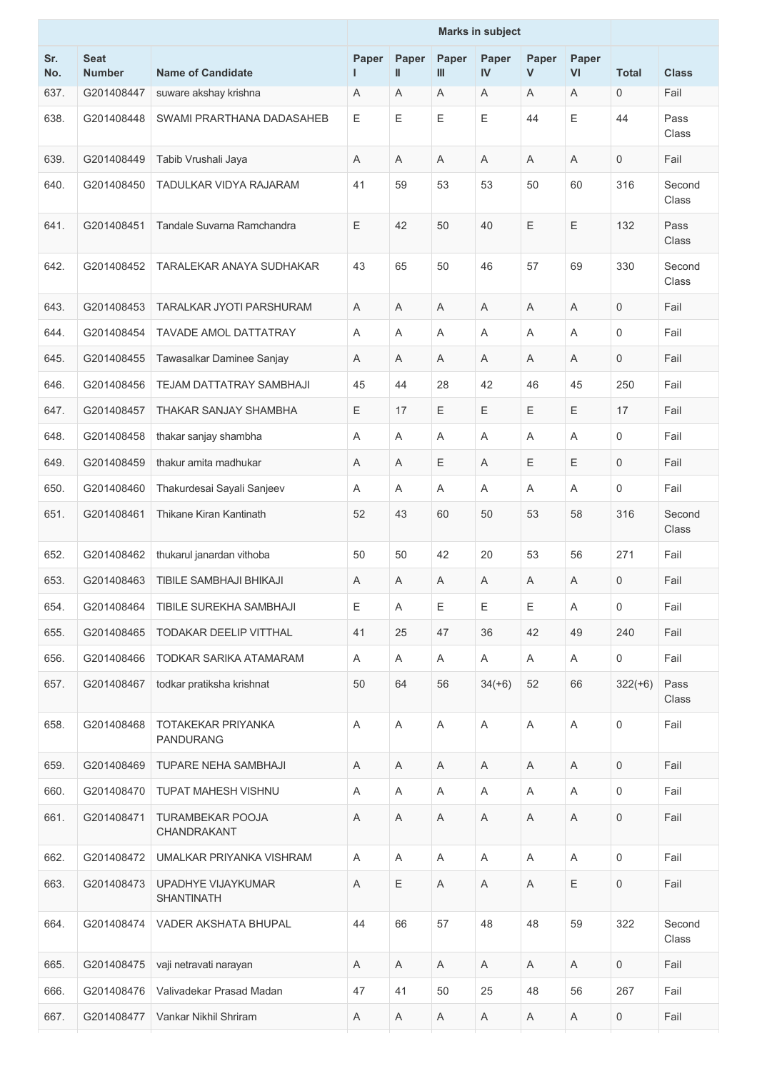| Sr. No. | Seat Number | Name of Candidate | Marks in subject | | | | | | Total | Class |
|---|---|---|---|---|---|---|---|---|---|---|
| | | | Paper I | Paper II | Paper III | Paper IV | Paper V | Paper VI | | |
| 637. | G201408447 | suware akshay krishna | A | A | A | A | A | A | 0 | Fail |
| 638. | G201408448 | SWAMI PRARTHANA DADASAHEB | E | E | E | E | 44 | E | 44 | Pass Class |
| 639. | G201408449 | Tabib Vrushali Jaya | A | A | A | A | A | A | 0 | Fail |
| 640. | G201408450 | TADULKAR VIDYA RAJARAM | 41 | 59 | 53 | 53 | 50 | 60 | 316 | Second Class |
| 641. | G201408451 | Tandale Suvarna Ramchandra | E | 42 | 50 | 40 | E | E | 132 | Pass Class |
| 642. | G201408452 | TARALEKAR ANAYA SUDHAKAR | 43 | 65 | 50 | 46 | 57 | 69 | 330 | Second Class |
| 643. | G201408453 | TARALKAR JYOTI PARSHURAM | A | A | A | A | A | A | 0 | Fail |
| 644. | G201408454 | TAVADE AMOL DATTATRAY | A | A | A | A | A | A | 0 | Fail |
| 645. | G201408455 | Tawasalkar Daminee Sanjay | A | A | A | A | A | A | 0 | Fail |
| 646. | G201408456 | TEJAM DATTATRAY SAMBHAJI | 45 | 44 | 28 | 42 | 46 | 45 | 250 | Fail |
| 647. | G201408457 | THAKAR SANJAY SHAMBHA | E | 17 | E | E | E | E | 17 | Fail |
| 648. | G201408458 | thakar sanjay shambha | A | A | A | A | A | A | 0 | Fail |
| 649. | G201408459 | thakur amita madhukar | A | A | E | A | E | E | 0 | Fail |
| 650. | G201408460 | Thakurdesai Sayali Sanjeev | A | A | A | A | A | A | 0 | Fail |
| 651. | G201408461 | Thikane Kiran Kantinath | 52 | 43 | 60 | 50 | 53 | 58 | 316 | Second Class |
| 652. | G201408462 | thukarul janardan vithoba | 50 | 50 | 42 | 20 | 53 | 56 | 271 | Fail |
| 653. | G201408463 | TIBILE SAMBHAJI BHIKAJI | A | A | A | A | A | A | 0 | Fail |
| 654. | G201408464 | TIBILE SUREKHA SAMBHAJI | E | A | E | E | E | A | 0 | Fail |
| 655. | G201408465 | TODAKAR DEELIP VITTHAL | 41 | 25 | 47 | 36 | 42 | 49 | 240 | Fail |
| 656. | G201408466 | TODKAR SARIKA ATAMARAM | A | A | A | A | A | A | 0 | Fail |
| 657. | G201408467 | todkar pratiksha krishnat | 50 | 64 | 56 | 34(+6) | 52 | 66 | 322(+6) | Pass Class |
| 658. | G201408468 | TOTAKEKAR PRIYANKA PANDURANG | A | A | A | A | A | A | 0 | Fail |
| 659. | G201408469 | TUPARE NEHA SAMBHAJI | A | A | A | A | A | A | 0 | Fail |
| 660. | G201408470 | TUPAT MAHESH VISHNU | A | A | A | A | A | A | 0 | Fail |
| 661. | G201408471 | TURAMBEKAR POOJA CHANDRAKANT | A | A | A | A | A | A | 0 | Fail |
| 662. | G201408472 | UMALKAR PRIYANKA VISHRAM | A | A | A | A | A | A | 0 | Fail |
| 663. | G201408473 | UPADHYE VIJAYKUMAR SHANTINATH | A | E | A | A | A | E | 0 | Fail |
| 664. | G201408474 | VADER AKSHATA BHUPAL | 44 | 66 | 57 | 48 | 48 | 59 | 322 | Second Class |
| 665. | G201408475 | vaji netravati narayan | A | A | A | A | A | A | 0 | Fail |
| 666. | G201408476 | Valivadekar Prasad Madan | 47 | 41 | 50 | 25 | 48 | 56 | 267 | Fail |
| 667. | G201408477 | Vankar Nikhil Shriram | A | A | A | A | A | A | 0 | Fail |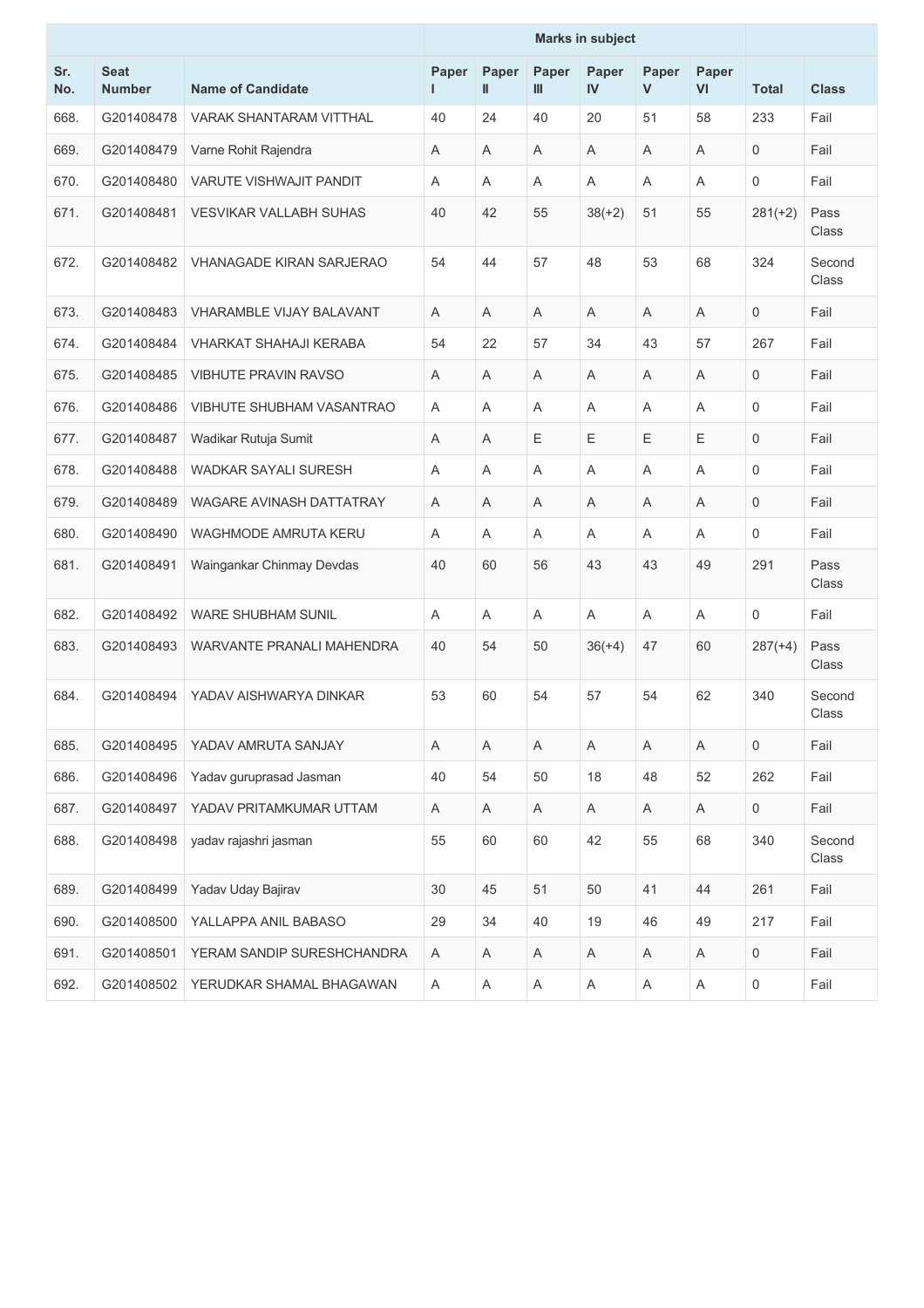| | | | Marks in subject | | | | | | | |
|---|---|---|---|---|---|---|---|---|---|---|
| Sr. No. | Seat Number | Name of Candidate | Paper I | Paper II | Paper III | Paper IV | Paper V | Paper VI | Total | Class |
| 668. | G201408478 | VARAK SHANTARAM VITTHAL | 40 | 24 | 40 | 20 | 51 | 58 | 233 | Fail |
| 669. | G201408479 | Varne Rohit Rajendra | A | A | A | A | A | A | 0 | Fail |
| 670. | G201408480 | VARUTE VISHWAJIT PANDIT | A | A | A | A | A | A | 0 | Fail |
| 671. | G201408481 | VESVIKAR VALLABH SUHAS | 40 | 42 | 55 | 38(+2) | 51 | 55 | 281(+2) | Pass Class |
| 672. | G201408482 | VHANAGADE KIRAN SARJERAO | 54 | 44 | 57 | 48 | 53 | 68 | 324 | Second Class |
| 673. | G201408483 | VHARAMBLE VIJAY BALAVANT | A | A | A | A | A | A | 0 | Fail |
| 674. | G201408484 | VHARKAT SHAHAJI KERABA | 54 | 22 | 57 | 34 | 43 | 57 | 267 | Fail |
| 675. | G201408485 | VIBHUTE PRAVIN RAVSO | A | A | A | A | A | A | 0 | Fail |
| 676. | G201408486 | VIBHUTE SHUBHAM VASANTRAO | A | A | A | A | A | A | 0 | Fail |
| 677. | G201408487 | Wadikar Rutuja Sumit | A | A | E | E | E | E | 0 | Fail |
| 678. | G201408488 | WADKAR SAYALI SURESH | A | A | A | A | A | A | 0 | Fail |
| 679. | G201408489 | WAGARE AVINASH DATTATRAY | A | A | A | A | A | A | 0 | Fail |
| 680. | G201408490 | WAGHMODE AMRUTA KERU | A | A | A | A | A | A | 0 | Fail |
| 681. | G201408491 | Waingankar Chinmay Devdas | 40 | 60 | 56 | 43 | 43 | 49 | 291 | Pass Class |
| 682. | G201408492 | WARE SHUBHAM SUNIL | A | A | A | A | A | A | 0 | Fail |
| 683. | G201408493 | WARVANTE PRANALI MAHENDRA | 40 | 54 | 50 | 36(+4) | 47 | 60 | 287(+4) | Pass Class |
| 684. | G201408494 | YADAV AISHWARYA DINKAR | 53 | 60 | 54 | 57 | 54 | 62 | 340 | Second Class |
| 685. | G201408495 | YADAV AMRUTA SANJAY | A | A | A | A | A | A | 0 | Fail |
| 686. | G201408496 | Yadav guruprasad Jasman | 40 | 54 | 50 | 18 | 48 | 52 | 262 | Fail |
| 687. | G201408497 | YADAV PRITAMKUMAR UTTAM | A | A | A | A | A | A | 0 | Fail |
| 688. | G201408498 | yadav rajashri jasman | 55 | 60 | 60 | 42 | 55 | 68 | 340 | Second Class |
| 689. | G201408499 | Yadav Uday Bajirav | 30 | 45 | 51 | 50 | 41 | 44 | 261 | Fail |
| 690. | G201408500 | YALLAPPA ANIL BABASO | 29 | 34 | 40 | 19 | 46 | 49 | 217 | Fail |
| 691. | G201408501 | YERAM SANDIP SURESHCHANDRA | A | A | A | A | A | A | 0 | Fail |
| 692. | G201408502 | YERUDKAR SHAMAL BHAGAWAN | A | A | A | A | A | A | 0 | Fail |